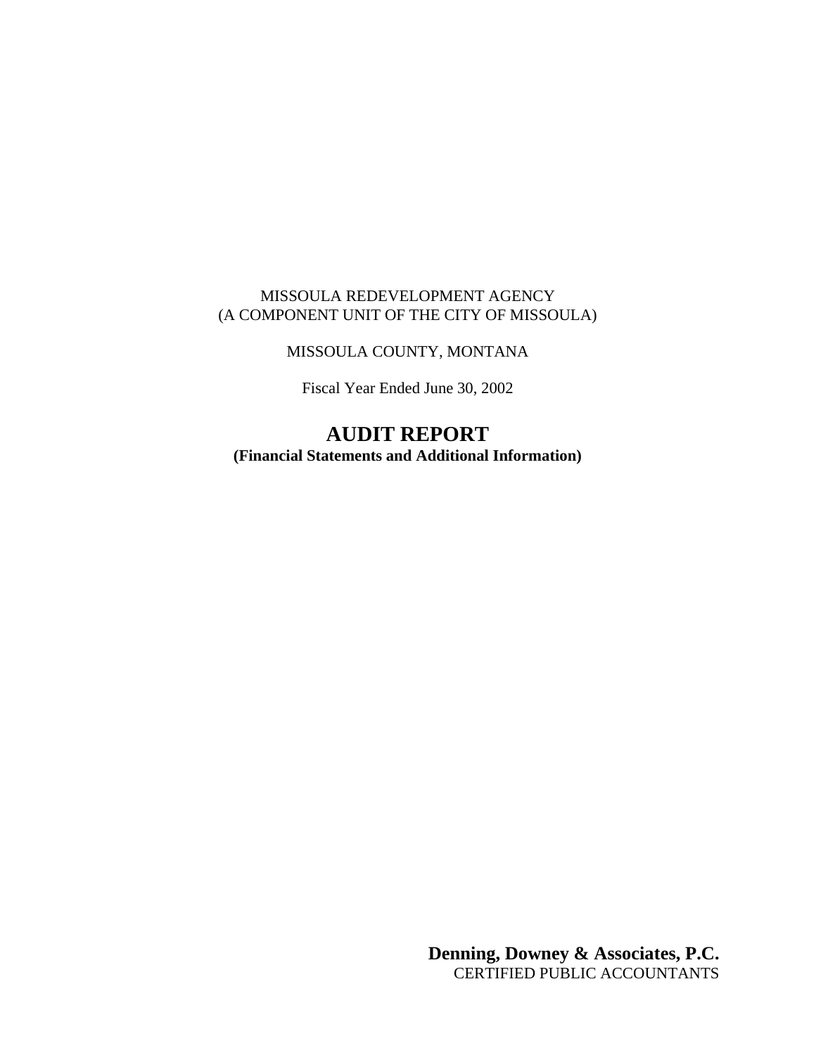MISSOULA REDEVELOPMENT AGENCY
(A COMPONENT UNIT OF THE CITY OF MISSOULA)

MISSOULA COUNTY, MONTANA

Fiscal Year Ended June 30, 2002

# AUDIT REPORT

**(Financial Statements and Additional Information)**

**Denning, Downey & Associates, P.C.**
CERTIFIED PUBLIC ACCOUNTANTS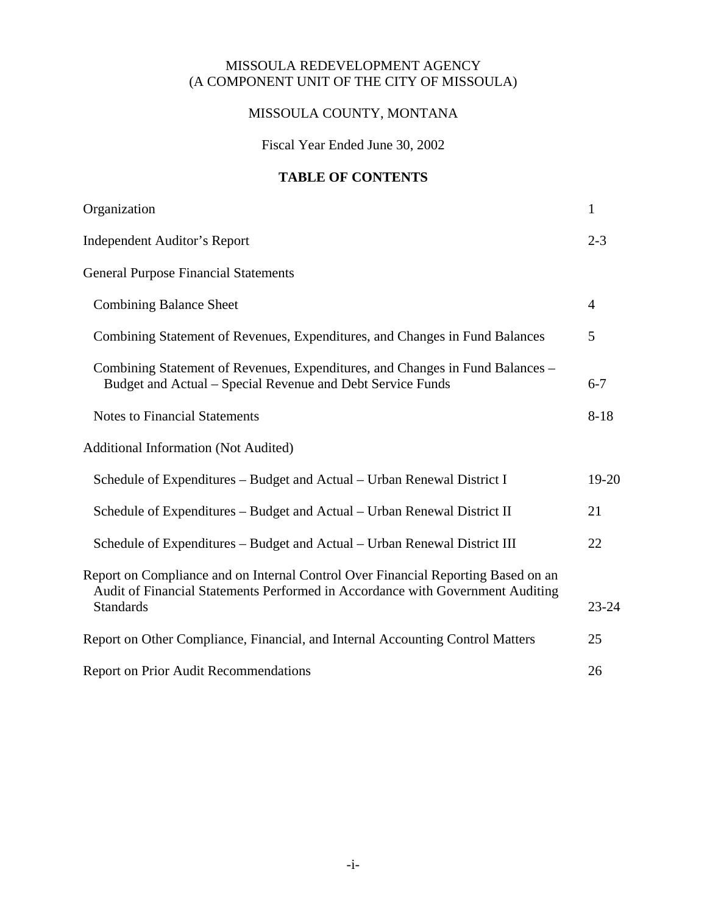MISSOULA REDEVELOPMENT AGENCY
(A COMPONENT UNIT OF THE CITY OF MISSOULA)

MISSOULA COUNTY, MONTANA

Fiscal Year Ended June 30, 2002

**TABLE OF CONTENTS**

| | |
|---|---|
| Organization | 1 |
| Independent Auditor's Report | 2-3 |
| General Purpose Financial Statements | |
| Combining Balance Sheet | 4 |
| Combining Statement of Revenues, Expenditures, and Changes in Fund Balances | 5 |
| Combining Statement of Revenues, Expenditures, and Changes in Fund Balances – Budget and Actual – Special Revenue and Debt Service Funds | 6-7 |
| Notes to Financial Statements | 8-18 |
| Additional Information (Not Audited) | |
| Schedule of Expenditures – Budget and Actual – Urban Renewal District I | 19-20 |
| Schedule of Expenditures – Budget and Actual – Urban Renewal District II | 21 |
| Schedule of Expenditures – Budget and Actual – Urban Renewal District III | 22 |
| Report on Compliance and on Internal Control Over Financial Reporting Based on an Audit of Financial Statements Performed in Accordance with Government Auditing Standards | 23-24 |
| Report on Other Compliance, Financial, and Internal Accounting Control Matters | 25 |
| Report on Prior Audit Recommendations | 26 |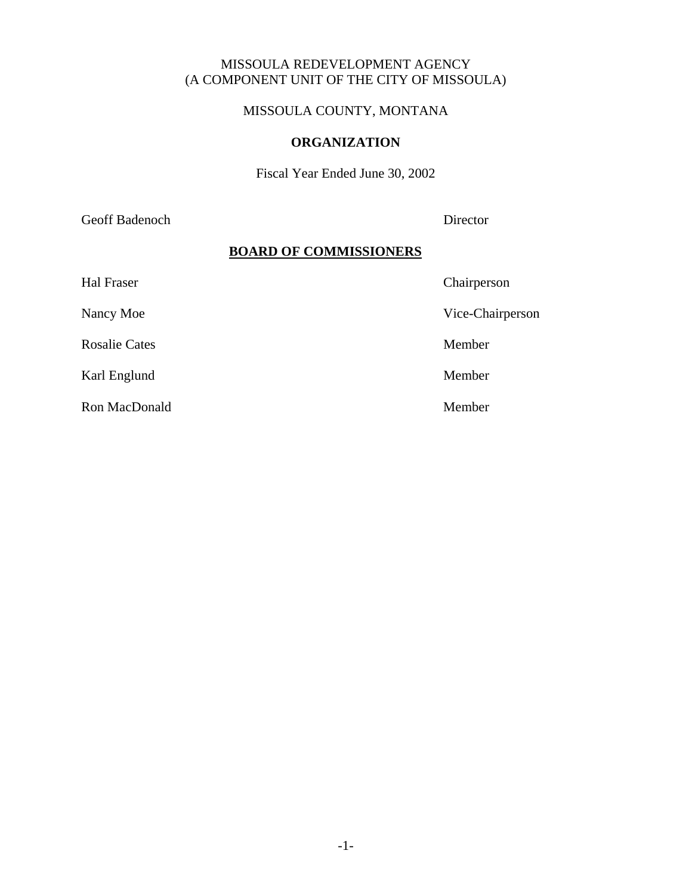# MISSOULA REDEVELOPMENT AGENCY
## (A COMPONENT UNIT OF THE CITY OF MISSOULA)

## MISSOULA COUNTY, MONTANA

## ORGANIZATION

Fiscal Year Ended June 30, 2002

| | |
|---|---|
| Geoff Badenoch | Director |

**BOARD OF COMMISSIONERS**

| | |
|---|---|
| Hal Fraser | Chairperson |
| Nancy Moe | Vice-Chairperson |
| Rosalie Cates | Member |
| Karl Englund | Member |
| Ron MacDonald | Member |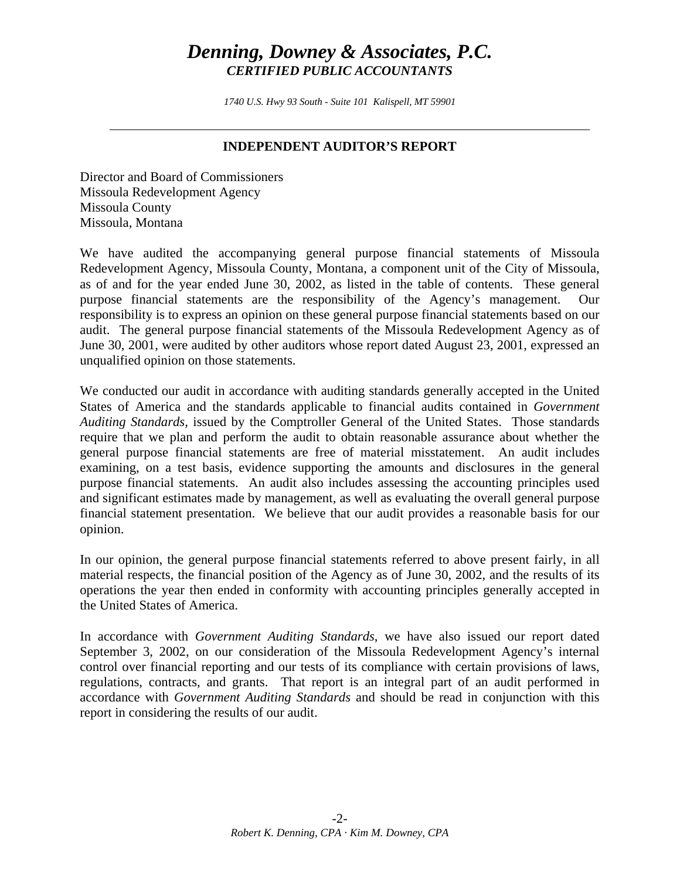# *Denning, Downey & Associates, P.C.*

***CERTIFIED PUBLIC ACCOUNTANTS***

*1740 U.S. Hwy 93 South - Suite 101 Kalispell, MT 59901*

---

## INDEPENDENT AUDITOR'S REPORT

Director and Board of Commissioners
Missoula Redevelopment Agency
Missoula County
Missoula, Montana

We have audited the accompanying general purpose financial statements of Missoula Redevelopment Agency, Missoula County, Montana, a component unit of the City of Missoula, as of and for the year ended June 30, 2002, as listed in the table of contents. These general purpose financial statements are the responsibility of the Agency's management. Our responsibility is to express an opinion on these general purpose financial statements based on our audit. The general purpose financial statements of the Missoula Redevelopment Agency as of June 30, 2001, were audited by other auditors whose report dated August 23, 2001, expressed an unqualified opinion on those statements.

We conducted our audit in accordance with auditing standards generally accepted in the United States of America and the standards applicable to financial audits contained in *Government Auditing Standards*, issued by the Comptroller General of the United States. Those standards require that we plan and perform the audit to obtain reasonable assurance about whether the general purpose financial statements are free of material misstatement. An audit includes examining, on a test basis, evidence supporting the amounts and disclosures in the general purpose financial statements. An audit also includes assessing the accounting principles used and significant estimates made by management, as well as evaluating the overall general purpose financial statement presentation. We believe that our audit provides a reasonable basis for our opinion.

In our opinion, the general purpose financial statements referred to above present fairly, in all material respects, the financial position of the Agency as of June 30, 2002, and the results of its operations the year then ended in conformity with accounting principles generally accepted in the United States of America.

In accordance with *Government Auditing Standards*, we have also issued our report dated September 3, 2002, on our consideration of the Missoula Redevelopment Agency's internal control over financial reporting and our tests of its compliance with certain provisions of laws, regulations, contracts, and grants. That report is an integral part of an audit performed in accordance with *Government Auditing Standards* and should be read in conjunction with this report in considering the results of our audit.

*Robert K. Denning, CPA · Kim M. Downey, CPA*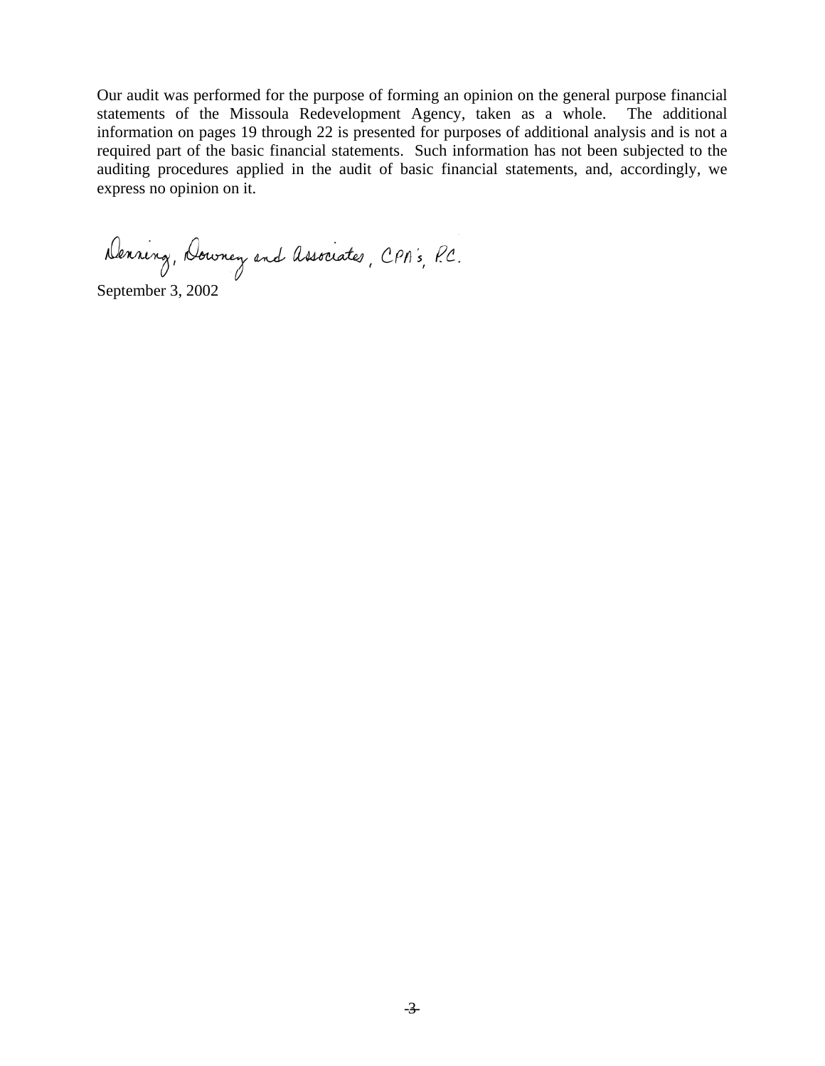Our audit was performed for the purpose of forming an opinion on the general purpose financial statements of the Missoula Redevelopment Agency, taken as a whole. The additional information on pages 19 through 22 is presented for purposes of additional analysis and is not a required part of the basic financial statements. Such information has not been subjected to the auditing procedures applied in the audit of basic financial statements, and, accordingly, we express no opinion on it.

Denning, Downey and Associates, CPA's, P.C.

September 3, 2002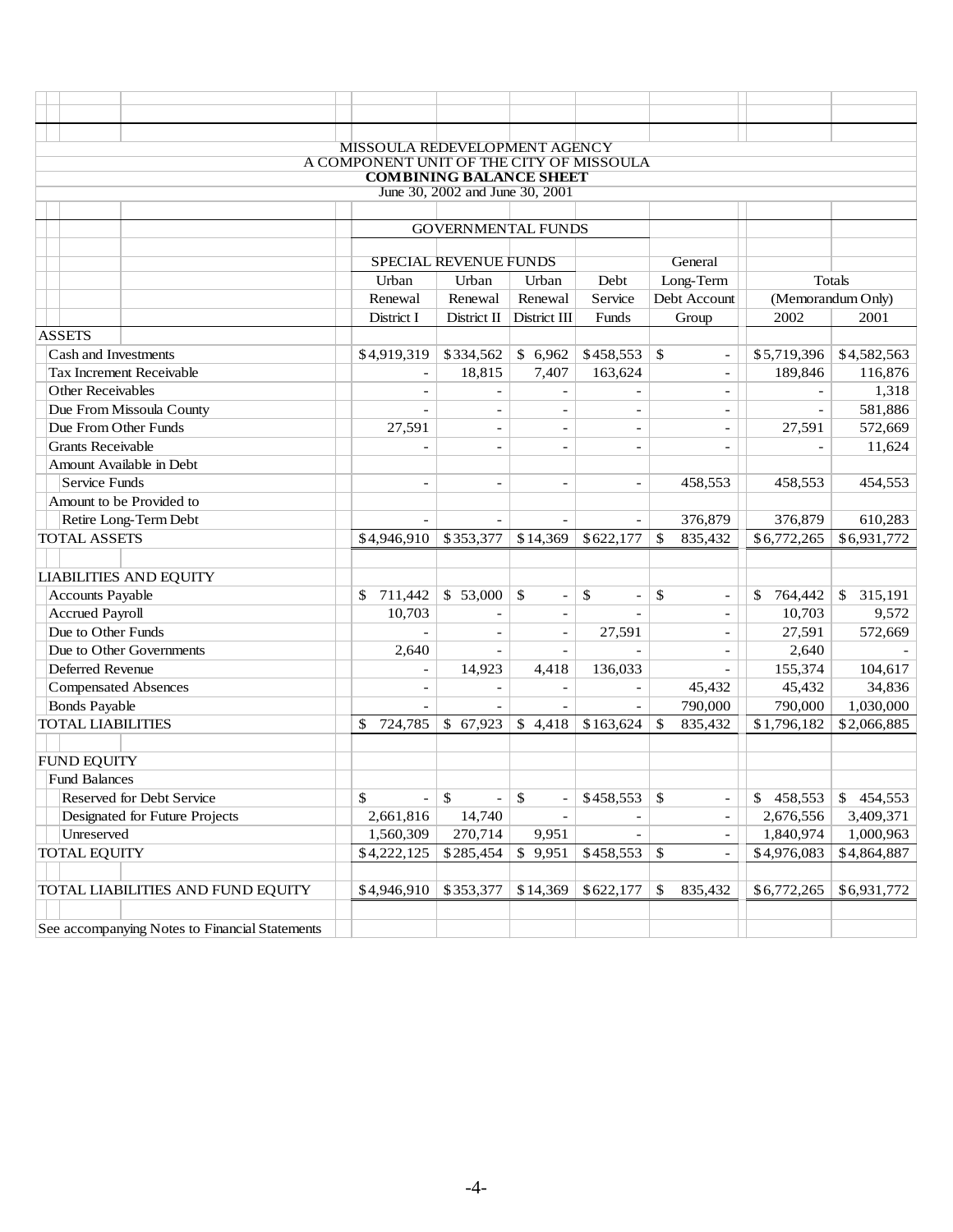MISSOULA REDEVELOPMENT AGENCY

A COMPONENT UNIT OF THE CITY OF MISSOULA

**COMBINING BALANCE SHEET**

June 30, 2002 and June 30, 2001

| | GOVERNMENTAL FUNDS | | | | | | |
|---|---|---|---|---|---|---|---|
| | SPECIAL REVENUE FUNDS | | | | General | | |
| | Urban | Urban | Urban | Debt | Long-Term | Totals | |
| | Renewal | Renewal | Renewal | Service | Debt Account | (Memorandum Only) | |
| | District I | District II | District III | Funds | Group | 2002 | 2001 |
| **ASSETS** | | | | | | | |
| Cash and Investments | $4,919,319 | $334,562 | $ 6,962 | $458,553 | $ - | $5,719,396 | $4,582,563 |
| Tax Increment Receivable | - | 18,815 | 7,407 | 163,624 | - | 189,846 | 116,876 |
| Other Receivables | - | - | - | - | - | - | 1,318 |
| Due From Missoula County | - | - | - | - | - | - | 581,886 |
| Due From Other Funds | 27,591 | - | - | - | - | 27,591 | 572,669 |
| Grants Receivable | - | - | - | - | - | - | 11,624 |
| Amount Available in Debt Service Funds | - | - | - | - | 458,553 | 458,553 | 454,553 |
| Amount to be Provided to Retire Long-Term Debt | - | - | - | - | 376,879 | 376,879 | 610,283 |
| TOTAL ASSETS | $4,946,910 | $353,377 | $14,369 | $622,177 | $ 835,432 | $6,772,265 | $6,931,772 |
| **LIABILITIES AND EQUITY** | | | | | | | |
| Accounts Payable | $ 711,442 | $ 53,000 | $ - | $ - | $ - | $ 764,442 | $ 315,191 |
| Accrued Payroll | 10,703 | - | - | - | - | 10,703 | 9,572 |
| Due to Other Funds | - | - | - | 27,591 | - | 27,591 | 572,669 |
| Due to Other Governments | 2,640 | - | - | - | - | 2,640 | - |
| Deferred Revenue | - | 14,923 | 4,418 | 136,033 | - | 155,374 | 104,617 |
| Compensated Absences | - | - | - | - | 45,432 | 45,432 | 34,836 |
| Bonds Payable | - | - | - | - | 790,000 | 790,000 | 1,030,000 |
| TOTAL LIABILITIES | $ 724,785 | $ 67,923 | $ 4,418 | $163,624 | $ 835,432 | $1,796,182 | $2,066,885 |
| **FUND EQUITY** | | | | | | | |
| Fund Balances | | | | | | | |
| Reserved for Debt Service | $ - | $ - | $ - | $458,553 | $ - | $ 458,553 | $ 454,553 |
| Designated for Future Projects | 2,661,816 | 14,740 | - | - | - | 2,676,556 | 3,409,371 |
| Unreserved | 1,560,309 | 270,714 | 9,951 | - | - | 1,840,974 | 1,000,963 |
| TOTAL EQUITY | $4,222,125 | $285,454 | $ 9,951 | $458,553 | $ - | $4,976,083 | $4,864,887 |
| TOTAL LIABILITIES AND FUND EQUITY | $4,946,910 | $353,377 | $14,369 | $622,177 | $ 835,432 | $6,772,265 | $6,931,772 |

See accompanying Notes to Financial Statements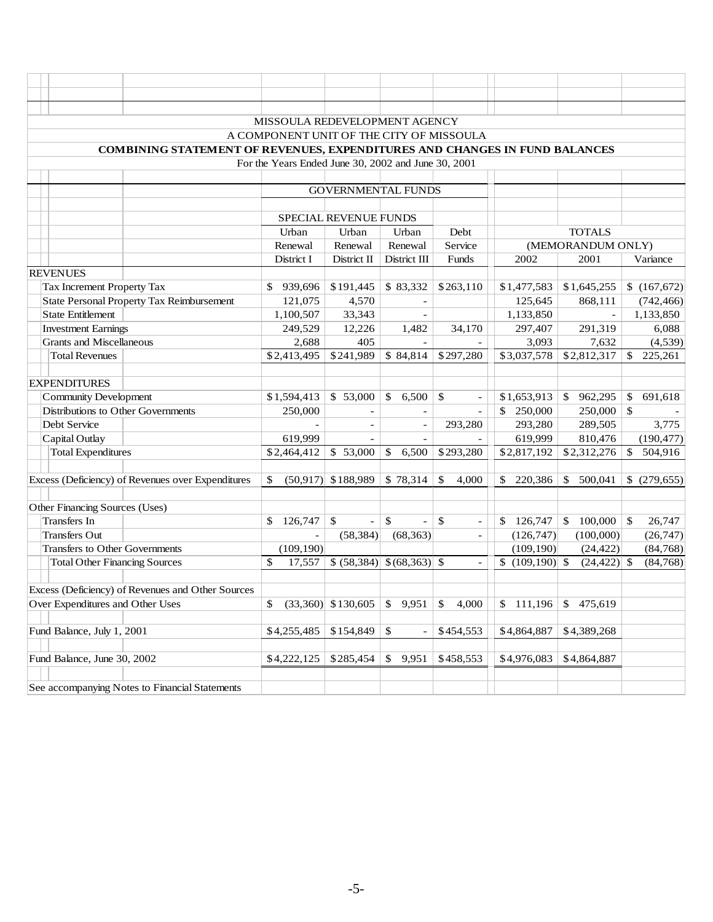MISSOULA REDEVELOPMENT AGENCY

A COMPONENT UNIT OF THE CITY OF MISSOULA

**COMBINING STATEMENT OF REVENUES, EXPENDITURES AND CHANGES IN FUND BALANCES**

For the Years Ended June 30, 2002 and June 30, 2001

| | GOVERNMENTAL FUNDS | | | | | | |
|---|---|---|---|---|---|---|---|
| | SPECIAL REVENUE FUNDS | | | | | | |
| | Urban Renewal District I | Urban Renewal District II | Urban Renewal District III | Debt Service Funds | TOTALS (MEMORANDUM ONLY) 2002 | 2001 | Variance |
| **REVENUES** | | | | | | | |
| Tax Increment Property Tax | $ 939,696 | $191,445 | $ 83,332 | $263,110 | $1,477,583 | $1,645,255 | $ (167,672) |
| State Personal Property Tax Reimbursement | 121,075 | 4,570 | - | | 125,645 | 868,111 | (742,466) |
| State Entitlement | 1,100,507 | 33,343 | - | | 1,133,850 | - | 1,133,850 |
| Investment Earnings | 249,529 | 12,226 | 1,482 | 34,170 | 297,407 | 291,319 | 6,088 |
| Grants and Miscellaneous | 2,688 | 405 | - | - | 3,093 | 7,632 | (4,539) |
| Total Revenues | $2,413,495 | $241,989 | $ 84,814 | $297,280 | $3,037,578 | $2,812,317 | $ 225,261 |
| **EXPENDITURES** | | | | | | | |
| Community Development | $1,594,413 | $ 53,000 | $ 6,500 | $ - | $1,653,913 | $ 962,295 | $ 691,618 |
| Distributions to Other Governments | 250,000 | - | - | - | $ 250,000 | 250,000 | $ - |
| Debt Service | - | - | - | 293,280 | 293,280 | 289,505 | 3,775 |
| Capital Outlay | 619,999 | - | - | - | 619,999 | 810,476 | (190,477) |
| Total Expenditures | $2,464,412 | $ 53,000 | $ 6,500 | $293,280 | $2,817,192 | $2,312,276 | $ 504,916 |
| Excess (Deficiency) of Revenues over Expenditures | $ (50,917) | $188,989 | $ 78,314 | $ 4,000 | $ 220,386 | $ 500,041 | $ (279,655) |
| Other Financing Sources (Uses) | | | | | | | |
| Transfers In | $ 126,747 | $ - | $ - | $ - | $ 126,747 | $ 100,000 | $ 26,747 |
| Transfers Out | - | (58,384) | (68,363) | - | (126,747) | (100,000) | (26,747) |
| Transfers to Other Governments | (109,190) | | | | (109,190) | (24,422) | (84,768) |
| Total Other Financing Sources | $ 17,557 | $ (58,384) | $ (68,363) | $ - | $ (109,190) | $ (24,422) | $ (84,768) |
| Excess (Deficiency) of Revenues and Other Sources Over Expenditures and Other Uses | $ (33,360) | $130,605 | $ 9,951 | $ 4,000 | $ 111,196 | $ 475,619 | |
| Fund Balance, July 1, 2001 | $4,255,485 | $154,849 | $ - | $454,553 | $4,864,887 | $4,389,268 | |
| Fund Balance, June 30, 2002 | $4,222,125 | $285,454 | $ 9,951 | $458,553 | $4,976,083 | $4,864,887 | |

See accompanying Notes to Financial Statements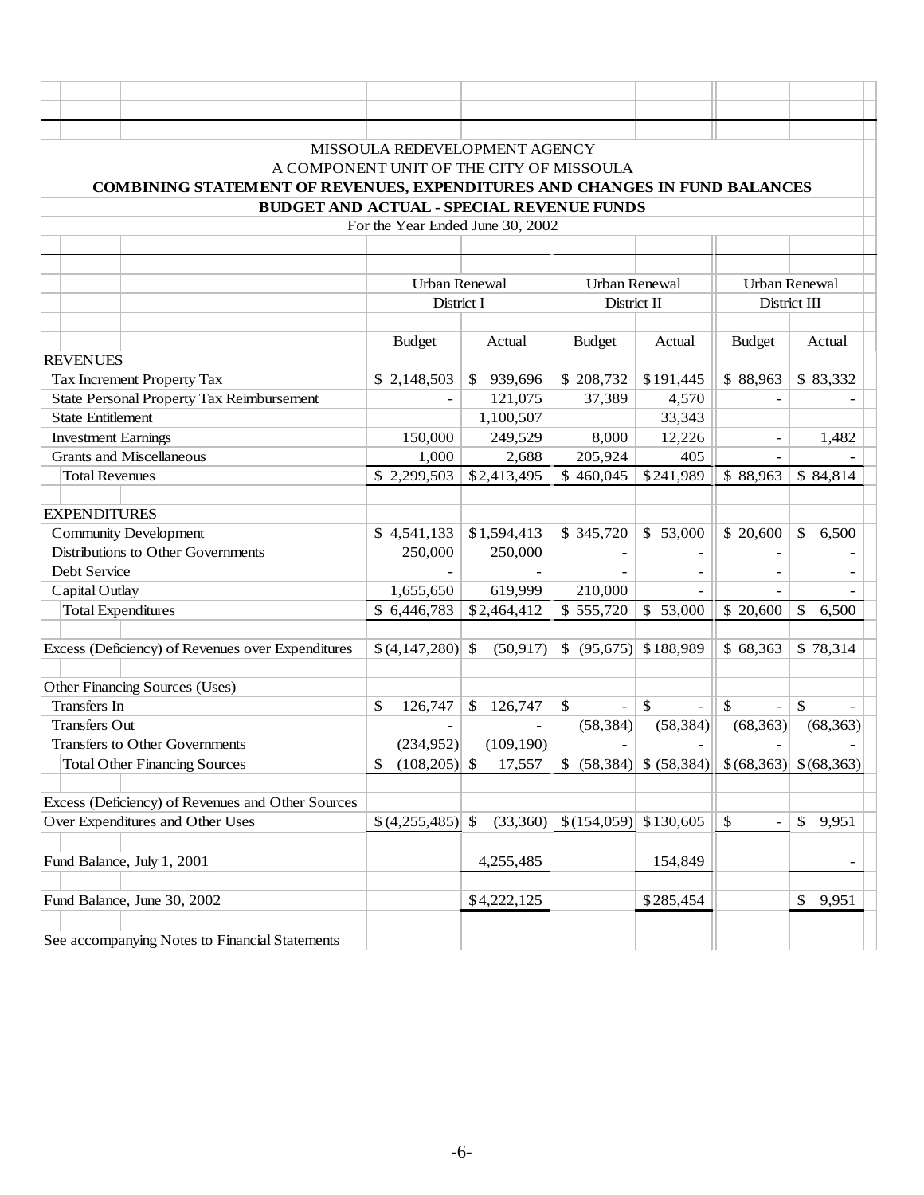MISSOULA REDEVELOPMENT AGENCY

A COMPONENT UNIT OF THE CITY OF MISSOULA

**COMBINING STATEMENT OF REVENUES, EXPENDITURES AND CHANGES IN FUND BALANCES**

**BUDGET AND ACTUAL - SPECIAL REVENUE FUNDS**

For the Year Ended June 30, 2002

| | Urban Renewal District I | | Urban Renewal District II | | Urban Renewal District III | |
|---|---|---|---|---|---|---|
| | Budget | Actual | Budget | Actual | Budget | Actual |
| **REVENUES** | | | | | | |
| Tax Increment Property Tax | $ 2,148,503 | $ 939,696 | $ 208,732 | $191,445 | $ 88,963 | $ 83,332 |
| State Personal Property Tax Reimbursement | - | 121,075 | 37,389 | 4,570 | - | - |
| State Entitlement | | 1,100,507 | | 33,343 | | |
| Investment Earnings | 150,000 | 249,529 | 8,000 | 12,226 | - | 1,482 |
| Grants and Miscellaneous | 1,000 | 2,688 | 205,924 | 405 | - | - |
| Total Revenues | $ 2,299,503 | $2,413,495 | $ 460,045 | $241,989 | $ 88,963 | $ 84,814 |
| **EXPENDITURES** | | | | | | |
| Community Development | $ 4,541,133 | $1,594,413 | $ 345,720 | $ 53,000 | $ 20,600 | $ 6,500 |
| Distributions to Other Governments | 250,000 | 250,000 | - | - | - | - |
| Debt Service | - | - | - | - | - | - |
| Capital Outlay | 1,655,650 | 619,999 | 210,000 | - | - | - |
| Total Expenditures | $ 6,446,783 | $2,464,412 | $ 555,720 | $ 53,000 | $ 20,600 | $ 6,500 |
| Excess (Deficiency) of Revenues over Expenditures | $ (4,147,280) | $ (50,917) | $ (95,675) | $188,989 | $ 68,363 | $ 78,314 |
| Other Financing Sources (Uses) | | | | | | |
| Transfers In | $ 126,747 | $ 126,747 | $ - | $ - | $ - | $ - |
| Transfers Out | - | - | (58,384) | (58,384) | (68,363) | (68,363) |
| Transfers to Other Governments | (234,952) | (109,190) | - | - | - | - |
| Total Other Financing Sources | $ (108,205) | $ 17,557 | $ (58,384) | $ (58,384) | $ (68,363) | $ (68,363) |
| Excess (Deficiency) of Revenues and Other Sources Over Expenditures and Other Uses | $ (4,255,485) | $ (33,360) | $ (154,059) | $130,605 | $ - | $ 9,951 |
| Fund Balance, July 1, 2001 | | 4,255,485 | | 154,849 | | - |
| Fund Balance, June 30, 2002 | | $4,222,125 | | $285,454 | | $ 9,951 |

See accompanying Notes to Financial Statements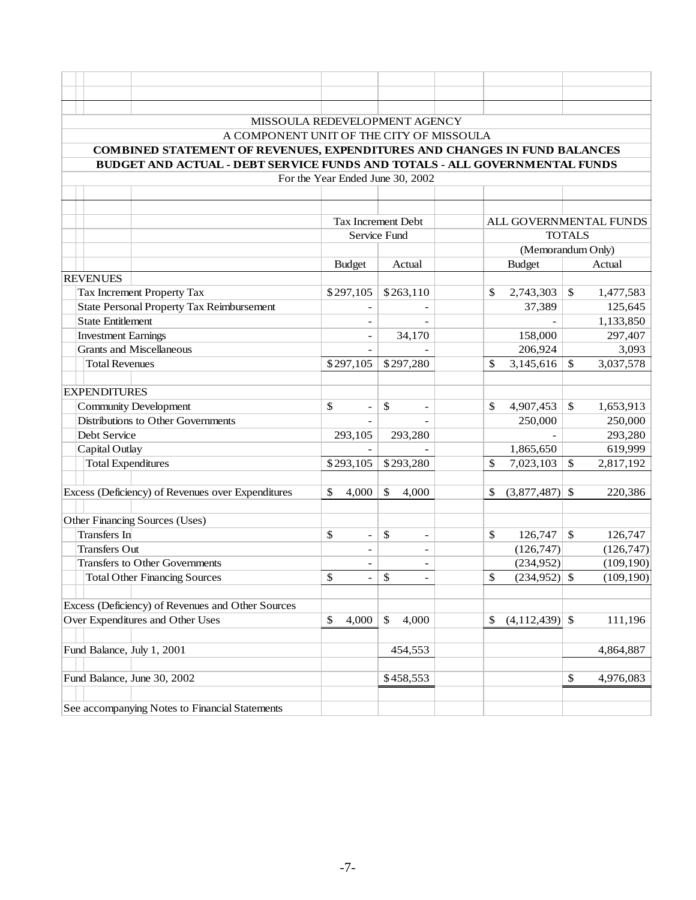MISSOULA REDEVELOPMENT AGENCY

A COMPONENT UNIT OF THE CITY OF MISSOULA

**COMBINED STATEMENT OF REVENUES, EXPENDITURES AND CHANGES IN FUND BALANCES**

**BUDGET AND ACTUAL - DEBT SERVICE FUNDS AND TOTALS - ALL GOVERNMENTAL FUNDS**

For the Year Ended June 30, 2002

| | Tax Increment Debt Service Fund | | ALL GOVERNMENTAL FUNDS TOTALS (Memorandum Only) | |
|---|---|---|---|---|
| | Budget | Actual | Budget | Actual |
| **REVENUES** | | | | |
| Tax Increment Property Tax | $297,105 | $263,110 | $ 2,743,303 | $ 1,477,583 |
| State Personal Property Tax Reimbursement | - | - | 37,389 | 125,645 |
| State Entitlement | - | - | - | 1,133,850 |
| Investment Earnings | - | 34,170 | 158,000 | 297,407 |
| Grants and Miscellaneous | - | - | 206,924 | 3,093 |
| Total Revenues | $297,105 | $297,280 | $ 3,145,616 | $ 3,037,578 |
| **EXPENDITURES** | | | | |
| Community Development | $ - | $ - | $ 4,907,453 | $ 1,653,913 |
| Distributions to Other Governments | - | - | 250,000 | 250,000 |
| Debt Service | 293,105 | 293,280 | - | 293,280 |
| Capital Outlay | - | - | 1,865,650 | 619,999 |
| Total Expenditures | $293,105 | $293,280 | $ 7,023,103 | $ 2,817,192 |
| Excess (Deficiency) of Revenues over Expenditures | $ 4,000 | $ 4,000 | $ (3,877,487) | $ 220,386 |
| Other Financing Sources (Uses) | | | | |
| Transfers In | $ - | $ - | $ 126,747 | $ 126,747 |
| Transfers Out | - | - | (126,747) | (126,747) |
| Transfers to Other Governments | - | - | (234,952) | (109,190) |
| Total Other Financing Sources | $ - | $ - | $ (234,952) | $ (109,190) |
| Excess (Deficiency) of Revenues and Other Sources Over Expenditures and Other Uses | $ 4,000 | $ 4,000 | $ (4,112,439) | $ 111,196 |
| Fund Balance, July 1, 2001 | | 454,553 | | 4,864,887 |
| Fund Balance, June 30, 2002 | | $458,553 | | $ 4,976,083 |

See accompanying Notes to Financial Statements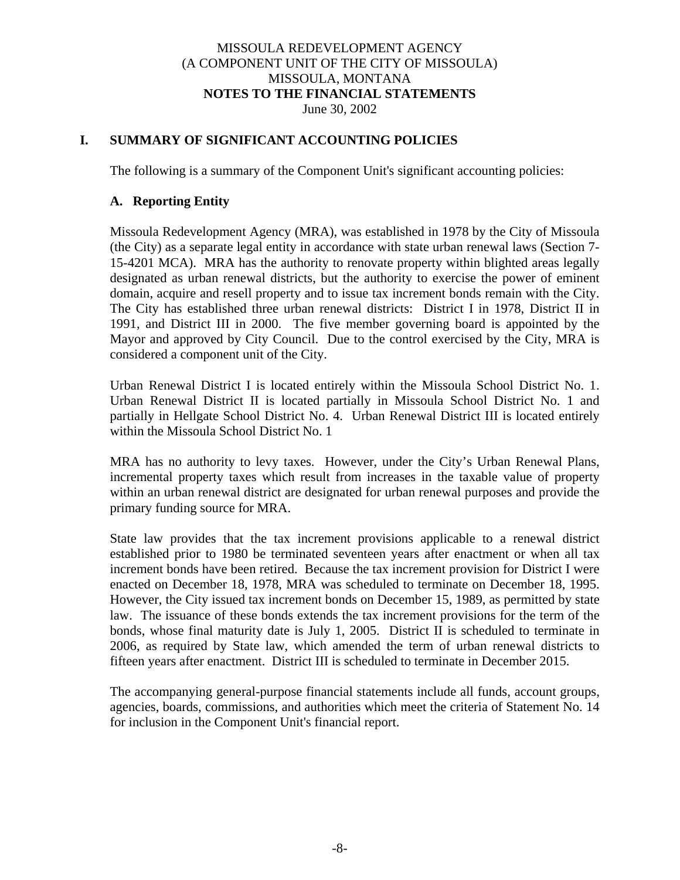MISSOULA REDEVELOPMENT AGENCY
(A COMPONENT UNIT OF THE CITY OF MISSOULA)
MISSOULA, MONTANA
**NOTES TO THE FINANCIAL STATEMENTS**
June 30, 2002

# I. SUMMARY OF SIGNIFICANT ACCOUNTING POLICIES

The following is a summary of the Component Unit's significant accounting policies:

## A. Reporting Entity

Missoula Redevelopment Agency (MRA), was established in 1978 by the City of Missoula (the City) as a separate legal entity in accordance with state urban renewal laws (Section 7-15-4201 MCA). MRA has the authority to renovate property within blighted areas legally designated as urban renewal districts, but the authority to exercise the power of eminent domain, acquire and resell property and to issue tax increment bonds remain with the City. The City has established three urban renewal districts: District I in 1978, District II in 1991, and District III in 2000. The five member governing board is appointed by the Mayor and approved by City Council. Due to the control exercised by the City, MRA is considered a component unit of the City.

Urban Renewal District I is located entirely within the Missoula School District No. 1. Urban Renewal District II is located partially in Missoula School District No. 1 and partially in Hellgate School District No. 4. Urban Renewal District III is located entirely within the Missoula School District No. 1

MRA has no authority to levy taxes. However, under the City's Urban Renewal Plans, incremental property taxes which result from increases in the taxable value of property within an urban renewal district are designated for urban renewal purposes and provide the primary funding source for MRA.

State law provides that the tax increment provisions applicable to a renewal district established prior to 1980 be terminated seventeen years after enactment or when all tax increment bonds have been retired. Because the tax increment provision for District I were enacted on December 18, 1978, MRA was scheduled to terminate on December 18, 1995. However, the City issued tax increment bonds on December 15, 1989, as permitted by state law. The issuance of these bonds extends the tax increment provisions for the term of the bonds, whose final maturity date is July 1, 2005. District II is scheduled to terminate in 2006, as required by State law, which amended the term of urban renewal districts to fifteen years after enactment. District III is scheduled to terminate in December 2015.

The accompanying general-purpose financial statements include all funds, account groups, agencies, boards, commissions, and authorities which meet the criteria of Statement No. 14 for inclusion in the Component Unit's financial report.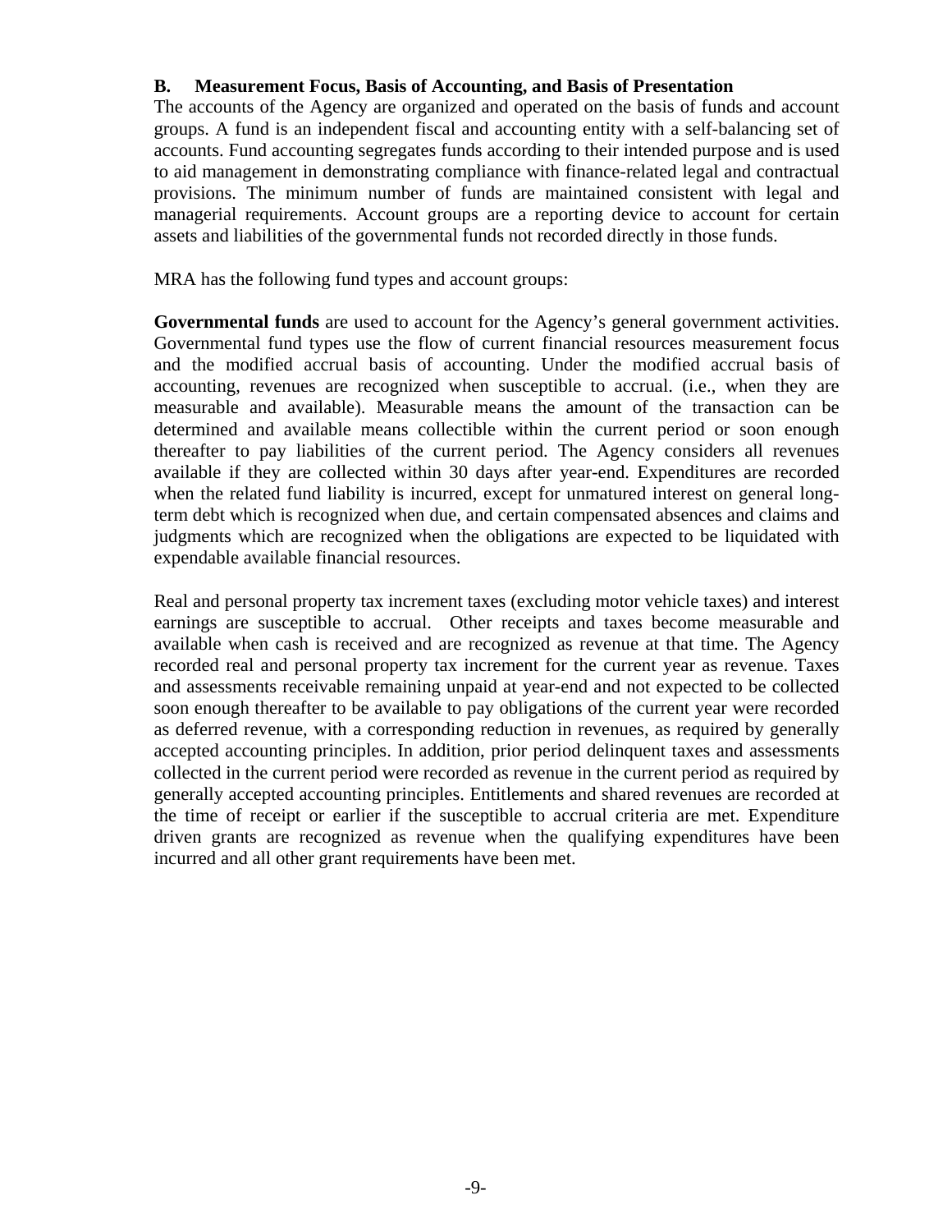### B. Measurement Focus, Basis of Accounting, and Basis of Presentation

The accounts of the Agency are organized and operated on the basis of funds and account groups. A fund is an independent fiscal and accounting entity with a self-balancing set of accounts. Fund accounting segregates funds according to their intended purpose and is used to aid management in demonstrating compliance with finance-related legal and contractual provisions. The minimum number of funds are maintained consistent with legal and managerial requirements. Account groups are a reporting device to account for certain assets and liabilities of the governmental funds not recorded directly in those funds.

MRA has the following fund types and account groups:

**Governmental funds** are used to account for the Agency's general government activities. Governmental fund types use the flow of current financial resources measurement focus and the modified accrual basis of accounting. Under the modified accrual basis of accounting, revenues are recognized when susceptible to accrual. (i.e., when they are measurable and available). Measurable means the amount of the transaction can be determined and available means collectible within the current period or soon enough thereafter to pay liabilities of the current period. The Agency considers all revenues available if they are collected within 30 days after year-end. Expenditures are recorded when the related fund liability is incurred, except for unmatured interest on general long-term debt which is recognized when due, and certain compensated absences and claims and judgments which are recognized when the obligations are expected to be liquidated with expendable available financial resources.

Real and personal property tax increment taxes (excluding motor vehicle taxes) and interest earnings are susceptible to accrual. Other receipts and taxes become measurable and available when cash is received and are recognized as revenue at that time. The Agency recorded real and personal property tax increment for the current year as revenue. Taxes and assessments receivable remaining unpaid at year-end and not expected to be collected soon enough thereafter to be available to pay obligations of the current year were recorded as deferred revenue, with a corresponding reduction in revenues, as required by generally accepted accounting principles. In addition, prior period delinquent taxes and assessments collected in the current period were recorded as revenue in the current period as required by generally accepted accounting principles. Entitlements and shared revenues are recorded at the time of receipt or earlier if the susceptible to accrual criteria are met. Expenditure driven grants are recognized as revenue when the qualifying expenditures have been incurred and all other grant requirements have been met.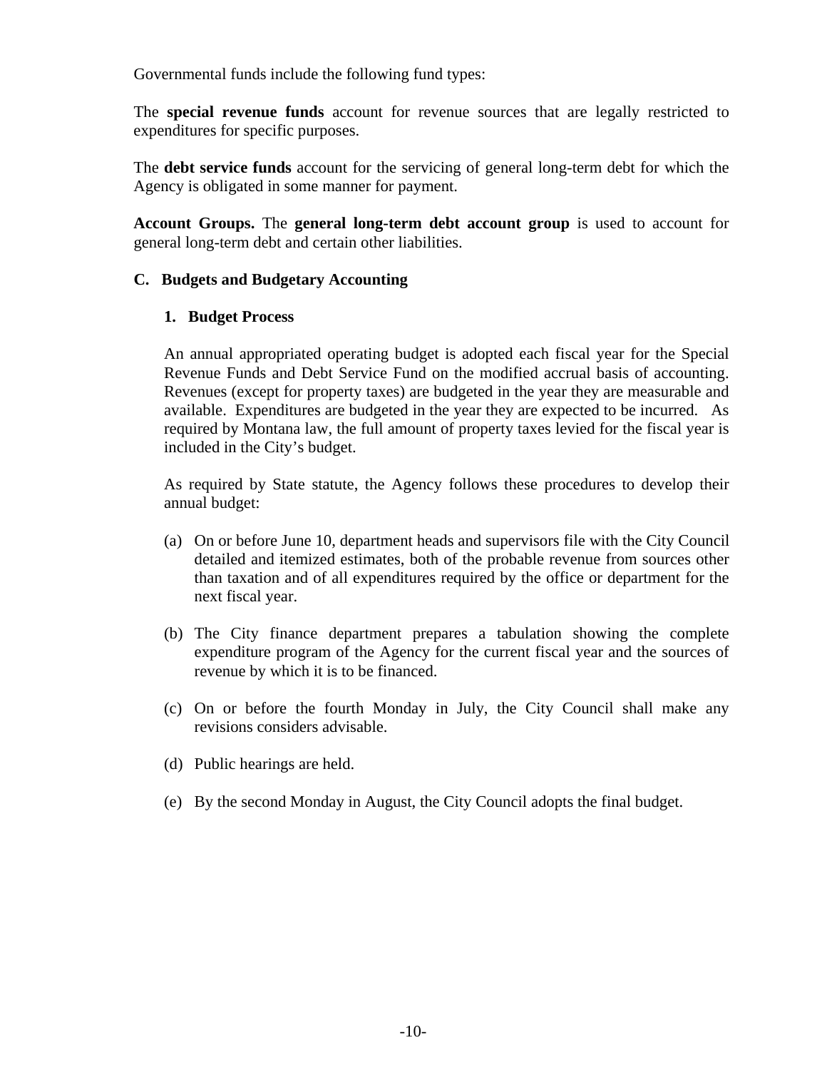Governmental funds include the following fund types:

The **special revenue funds** account for revenue sources that are legally restricted to expenditures for specific purposes.

The **debt service funds** account for the servicing of general long-term debt for which the Agency is obligated in some manner for payment.

**Account Groups.** The **general long-term debt account group** is used to account for general long-term debt and certain other liabilities.

### C. Budgets and Budgetary Accounting

#### 1. Budget Process

An annual appropriated operating budget is adopted each fiscal year for the Special Revenue Funds and Debt Service Fund on the modified accrual basis of accounting. Revenues (except for property taxes) are budgeted in the year they are measurable and available. Expenditures are budgeted in the year they are expected to be incurred. As required by Montana law, the full amount of property taxes levied for the fiscal year is included in the City's budget.

As required by State statute, the Agency follows these procedures to develop their annual budget:

(a) On or before June 10, department heads and supervisors file with the City Council detailed and itemized estimates, both of the probable revenue from sources other than taxation and of all expenditures required by the office or department for the next fiscal year.

(b) The City finance department prepares a tabulation showing the complete expenditure program of the Agency for the current fiscal year and the sources of revenue by which it is to be financed.

(c) On or before the fourth Monday in July, the City Council shall make any revisions considers advisable.

(d) Public hearings are held.

(e) By the second Monday in August, the City Council adopts the final budget.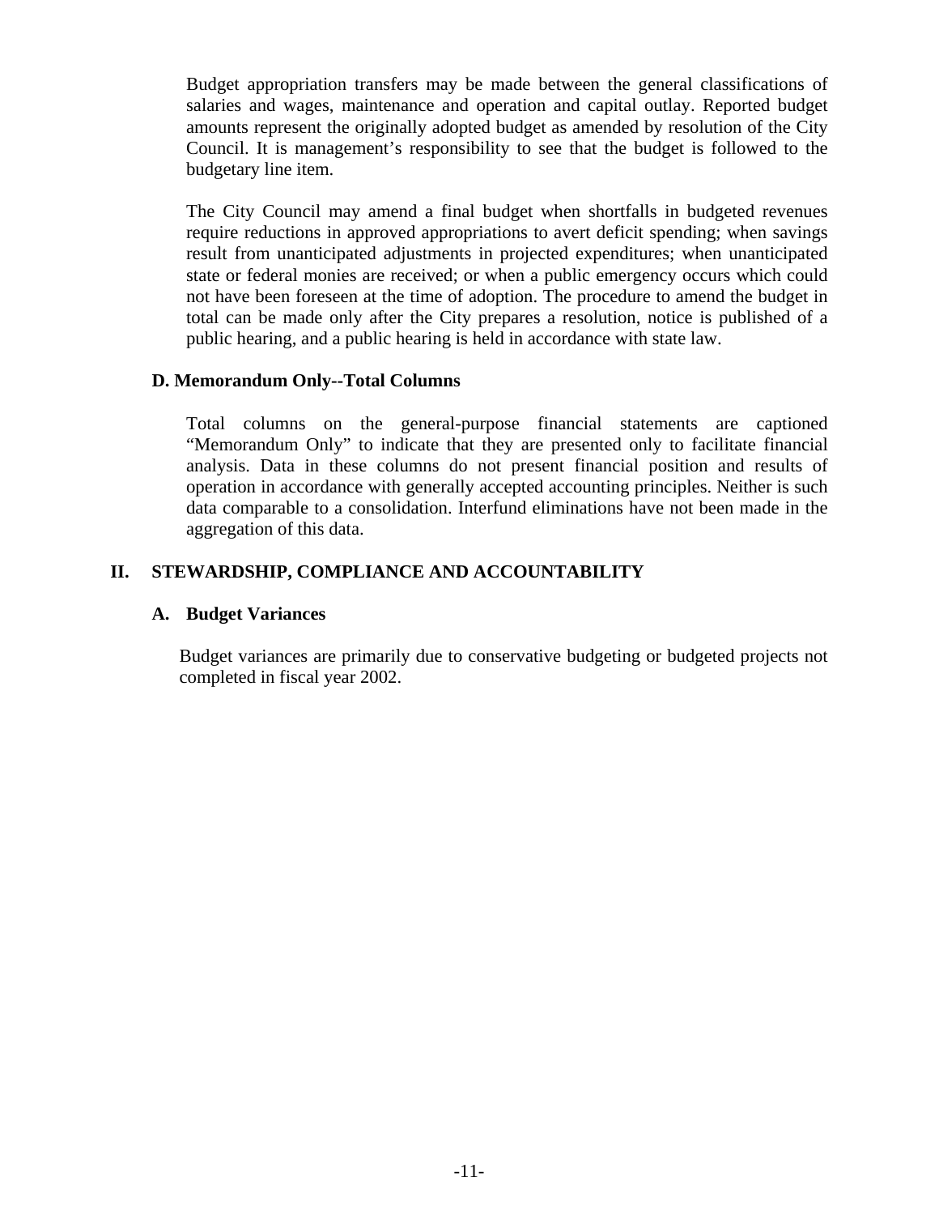Budget appropriation transfers may be made between the general classifications of salaries and wages, maintenance and operation and capital outlay. Reported budget amounts represent the originally adopted budget as amended by resolution of the City Council. It is management's responsibility to see that the budget is followed to the budgetary line item.

The City Council may amend a final budget when shortfalls in budgeted revenues require reductions in approved appropriations to avert deficit spending; when savings result from unanticipated adjustments in projected expenditures; when unanticipated state or federal monies are received; or when a public emergency occurs which could not have been foreseen at the time of adoption. The procedure to amend the budget in total can be made only after the City prepares a resolution, notice is published of a public hearing, and a public hearing is held in accordance with state law.

### D. Memorandum Only--Total Columns

Total columns on the general-purpose financial statements are captioned "Memorandum Only" to indicate that they are presented only to facilitate financial analysis. Data in these columns do not present financial position and results of operation in accordance with generally accepted accounting principles. Neither is such data comparable to a consolidation. Interfund eliminations have not been made in the aggregation of this data.

## II. STEWARDSHIP, COMPLIANCE AND ACCOUNTABILITY

### A. Budget Variances

Budget variances are primarily due to conservative budgeting or budgeted projects not completed in fiscal year 2002.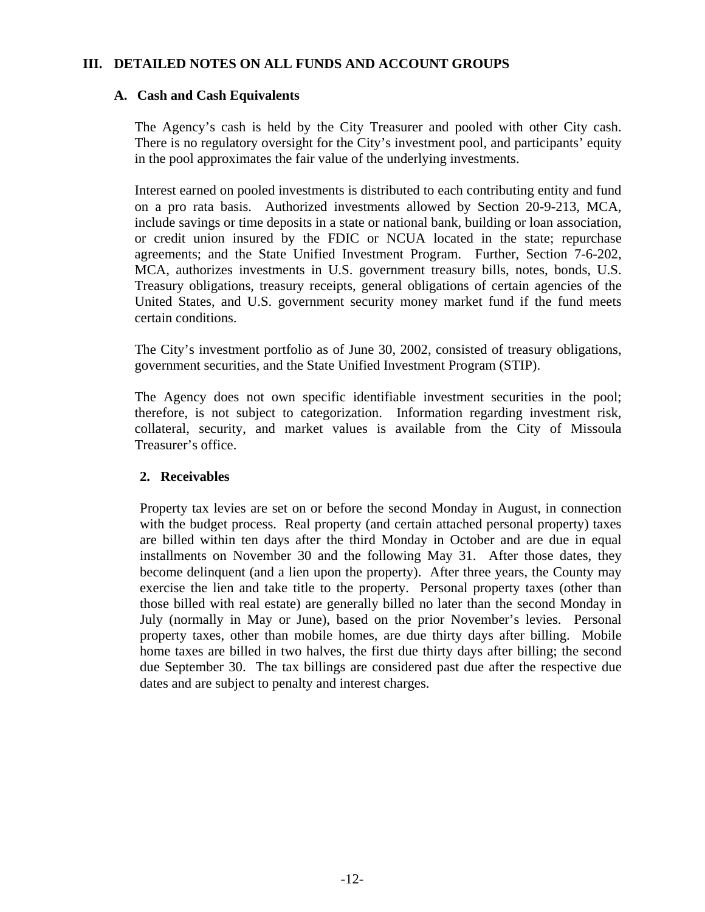## III. DETAILED NOTES ON ALL FUNDS AND ACCOUNT GROUPS

### A. Cash and Cash Equivalents

The Agency's cash is held by the City Treasurer and pooled with other City cash. There is no regulatory oversight for the City's investment pool, and participants' equity in the pool approximates the fair value of the underlying investments.

Interest earned on pooled investments is distributed to each contributing entity and fund on a pro rata basis. Authorized investments allowed by Section 20-9-213, MCA, include savings or time deposits in a state or national bank, building or loan association, or credit union insured by the FDIC or NCUA located in the state; repurchase agreements; and the State Unified Investment Program. Further, Section 7-6-202, MCA, authorizes investments in U.S. government treasury bills, notes, bonds, U.S. Treasury obligations, treasury receipts, general obligations of certain agencies of the United States, and U.S. government security money market fund if the fund meets certain conditions.

The City's investment portfolio as of June 30, 2002, consisted of treasury obligations, government securities, and the State Unified Investment Program (STIP).

The Agency does not own specific identifiable investment securities in the pool; therefore, is not subject to categorization. Information regarding investment risk, collateral, security, and market values is available from the City of Missoula Treasurer's office.

### 2. Receivables

Property tax levies are set on or before the second Monday in August, in connection with the budget process. Real property (and certain attached personal property) taxes are billed within ten days after the third Monday in October and are due in equal installments on November 30 and the following May 31. After those dates, they become delinquent (and a lien upon the property). After three years, the County may exercise the lien and take title to the property. Personal property taxes (other than those billed with real estate) are generally billed no later than the second Monday in July (normally in May or June), based on the prior November's levies. Personal property taxes, other than mobile homes, are due thirty days after billing. Mobile home taxes are billed in two halves, the first due thirty days after billing; the second due September 30. The tax billings are considered past due after the respective due dates and are subject to penalty and interest charges.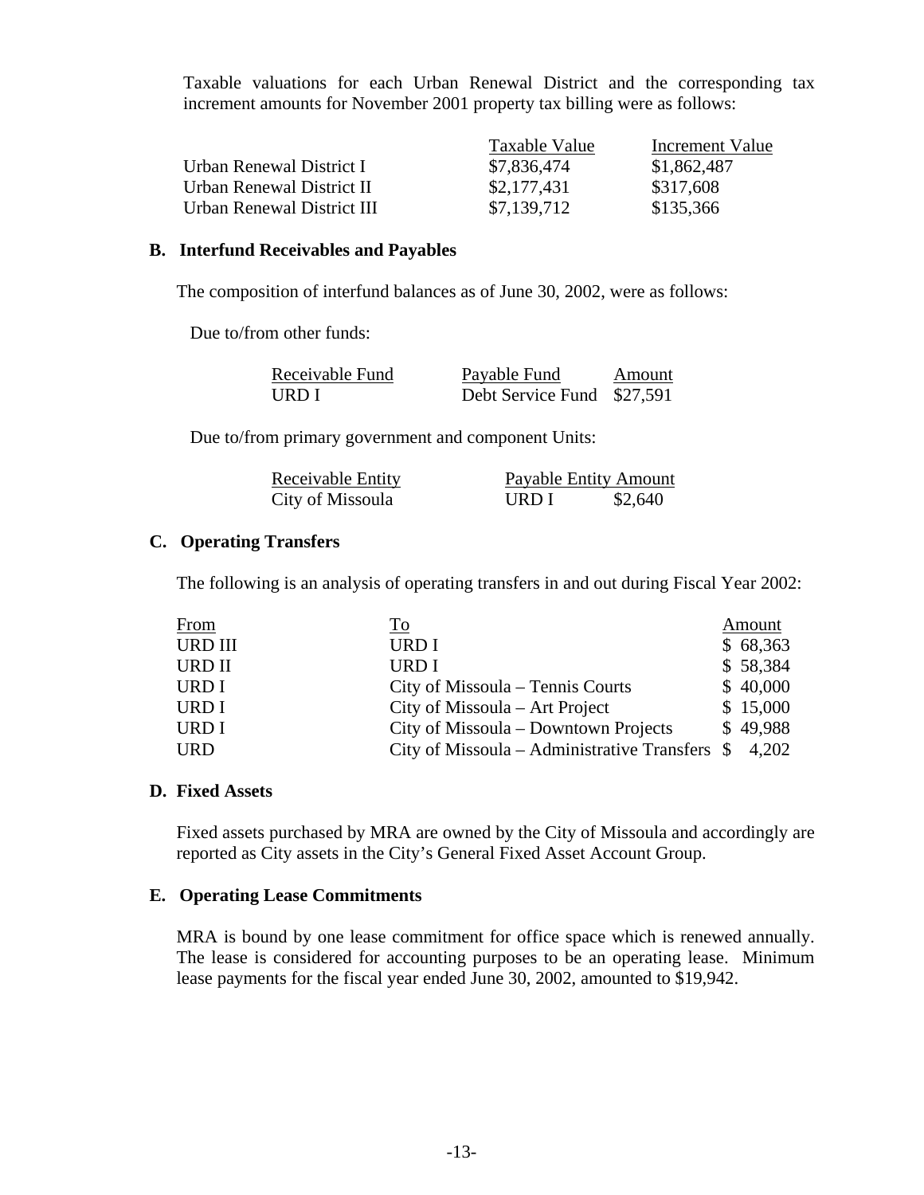Taxable valuations for each Urban Renewal District and the corresponding tax increment amounts for November 2001 property tax billing were as follows:

| | Taxable Value | Increment Value |
|---|---|---|
| Urban Renewal District I | $7,836,474 | $1,862,487 |
| Urban Renewal District II | $2,177,431 | $317,608 |
| Urban Renewal District III | $7,139,712 | $135,366 |

## B. Interfund Receivables and Payables

The composition of interfund balances as of June 30, 2002, were as follows:

Due to/from other funds:

| Receivable Fund | Payable Fund | Amount |
|---|---|---|
| URD I | Debt Service Fund | $27,591 |

Due to/from primary government and component Units:

| Receivable Entity | Payable Entity | Amount |
|---|---|---|
| City of Missoula | URD I | $2,640 |

## C. Operating Transfers

The following is an analysis of operating transfers in and out during Fiscal Year 2002:

| From | To | Amount |
|---|---|---|
| URD III | URD I | $ 68,363 |
| URD II | URD I | $ 58,384 |
| URD I | City of Missoula – Tennis Courts | $ 40,000 |
| URD I | City of Missoula – Art Project | $ 15,000 |
| URD I | City of Missoula – Downtown Projects | $ 49,988 |
| URD | City of Missoula – Administrative Transfers | $ 4,202 |

## D. Fixed Assets

Fixed assets purchased by MRA are owned by the City of Missoula and accordingly are reported as City assets in the City's General Fixed Asset Account Group.

## E. Operating Lease Commitments

MRA is bound by one lease commitment for office space which is renewed annually. The lease is considered for accounting purposes to be an operating lease. Minimum lease payments for the fiscal year ended June 30, 2002, amounted to $19,942.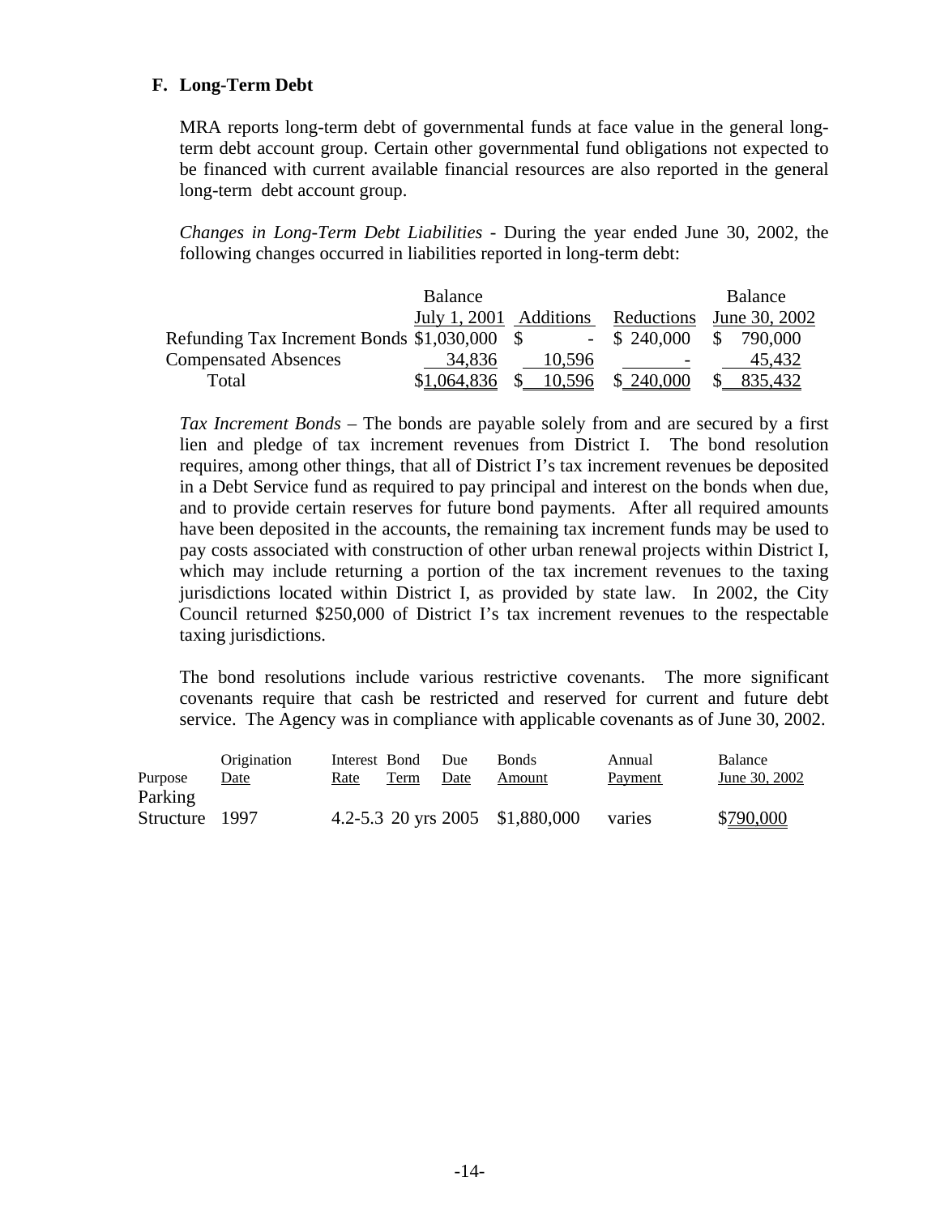### F. Long-Term Debt

MRA reports long-term debt of governmental funds at face value in the general long-term debt account group. Certain other governmental fund obligations not expected to be financed with current available financial resources are also reported in the general long-term debt account group.

*Changes in Long-Term Debt Liabilities* - During the year ended June 30, 2002, the following changes occurred in liabilities reported in long-term debt:

| | Balance July 1, 2001 | Additions | Reductions | Balance June 30, 2002 |
|---|---|---|---|---|
| Refunding Tax Increment Bonds | $1,030,000 | $ - | $ 240,000 | $ 790,000 |
| Compensated Absences | 34,836 | 10,596 | - | 45,432 |
| Total | $1,064,836 | $ 10,596 | $ 240,000 | $ 835,432 |

*Tax Increment Bonds* – The bonds are payable solely from and are secured by a first lien and pledge of tax increment revenues from District I. The bond resolution requires, among other things, that all of District I's tax increment revenues be deposited in a Debt Service fund as required to pay principal and interest on the bonds when due, and to provide certain reserves for future bond payments. After all required amounts have been deposited in the accounts, the remaining tax increment funds may be used to pay costs associated with construction of other urban renewal projects within District I, which may include returning a portion of the tax increment revenues to the taxing jurisdictions located within District I, as provided by state law. In 2002, the City Council returned $250,000 of District I's tax increment revenues to the respectable taxing jurisdictions.

The bond resolutions include various restrictive covenants. The more significant covenants require that cash be restricted and reserved for current and future debt service. The Agency was in compliance with applicable covenants as of June 30, 2002.

| Purpose | Origination Date | Interest Rate | Bond Term | Due Date | Bonds Amount | Annual Payment | Balance June 30, 2002 |
|---|---|---|---|---|---|---|---|
| Parking Structure | 1997 | 4.2-5.3 | 20 yrs | 2005 | $1,880,000 | varies | $790,000 |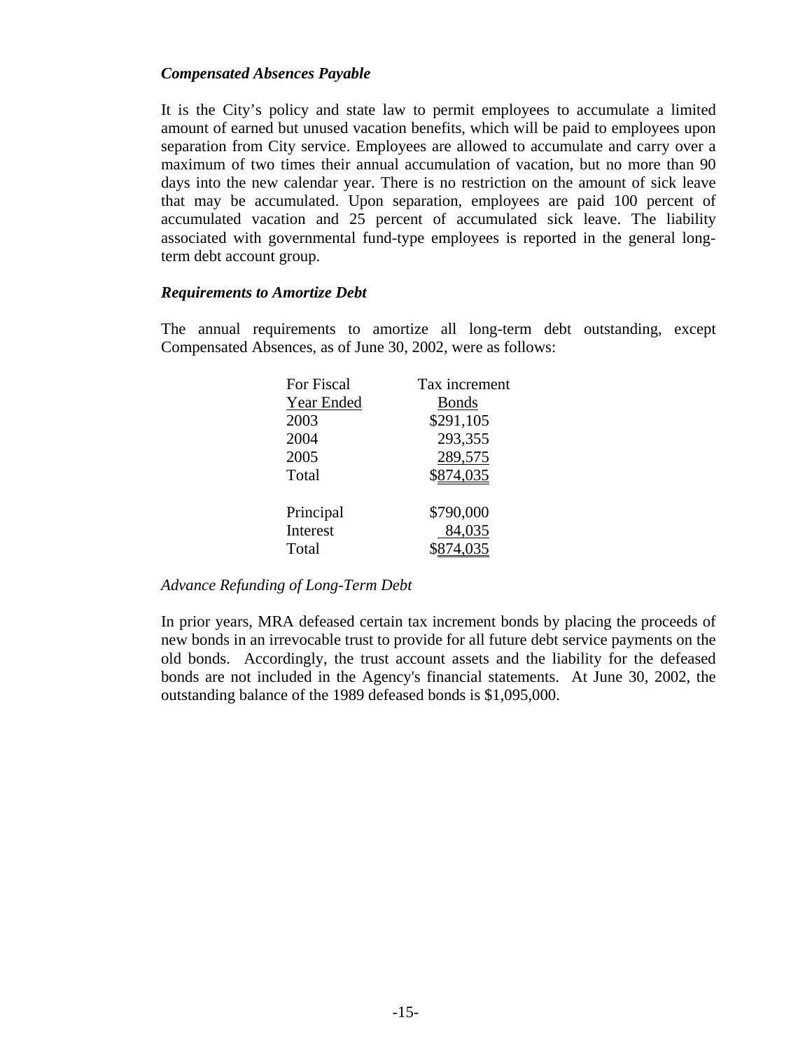### *Compensated Absences Payable*

It is the City's policy and state law to permit employees to accumulate a limited amount of earned but unused vacation benefits, which will be paid to employees upon separation from City service. Employees are allowed to accumulate and carry over a maximum of two times their annual accumulation of vacation, but no more than 90 days into the new calendar year. There is no restriction on the amount of sick leave that may be accumulated. Upon separation, employees are paid 100 percent of accumulated vacation and 25 percent of accumulated sick leave. The liability associated with governmental fund-type employees is reported in the general long-term debt account group.

### *Requirements to Amortize Debt*

The annual requirements to amortize all long-term debt outstanding, except Compensated Absences, as of June 30, 2002, were as follows:

| For Fiscal Year Ended | Tax increment Bonds |
|---|---|
| 2003 | $291,105 |
| 2004 | 293,355 |
| 2005 | 289,575 |
| Total | $874,035 |
| | |
| Principal | $790,000 |
| Interest | 84,035 |
| Total | $874,035 |

*Advance Refunding of Long-Term Debt*

In prior years, MRA defeased certain tax increment bonds by placing the proceeds of new bonds in an irrevocable trust to provide for all future debt service payments on the old bonds. Accordingly, the trust account assets and the liability for the defeased bonds are not included in the Agency's financial statements. At June 30, 2002, the outstanding balance of the 1989 defeased bonds is $1,095,000.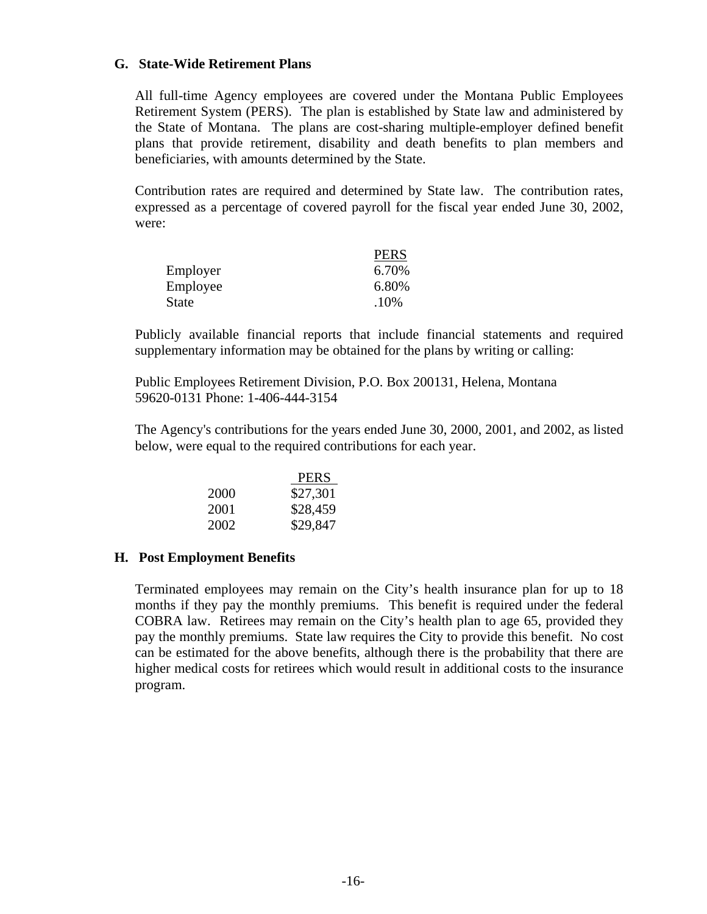### G. State-Wide Retirement Plans

All full-time Agency employees are covered under the Montana Public Employees Retirement System (PERS). The plan is established by State law and administered by the State of Montana. The plans are cost-sharing multiple-employer defined benefit plans that provide retirement, disability and death benefits to plan members and beneficiaries, with amounts determined by the State.

Contribution rates are required and determined by State law. The contribution rates, expressed as a percentage of covered payroll for the fiscal year ended June 30, 2002, were:

| | PERS |
|---|---|
| Employer | 6.70% |
| Employee | 6.80% |
| State | .10% |

Publicly available financial reports that include financial statements and required supplementary information may be obtained for the plans by writing or calling:

Public Employees Retirement Division, P.O. Box 200131, Helena, Montana 59620-0131 Phone: 1-406-444-3154

The Agency's contributions for the years ended June 30, 2000, 2001, and 2002, as listed below, were equal to the required contributions for each year.

| | PERS |
|---|---|
| 2000 | $27,301 |
| 2001 | $28,459 |
| 2002 | $29,847 |

### H. Post Employment Benefits

Terminated employees may remain on the City's health insurance plan for up to 18 months if they pay the monthly premiums. This benefit is required under the federal COBRA law. Retirees may remain on the City's health plan to age 65, provided they pay the monthly premiums. State law requires the City to provide this benefit. No cost can be estimated for the above benefits, although there is the probability that there are higher medical costs for retirees which would result in additional costs to the insurance program.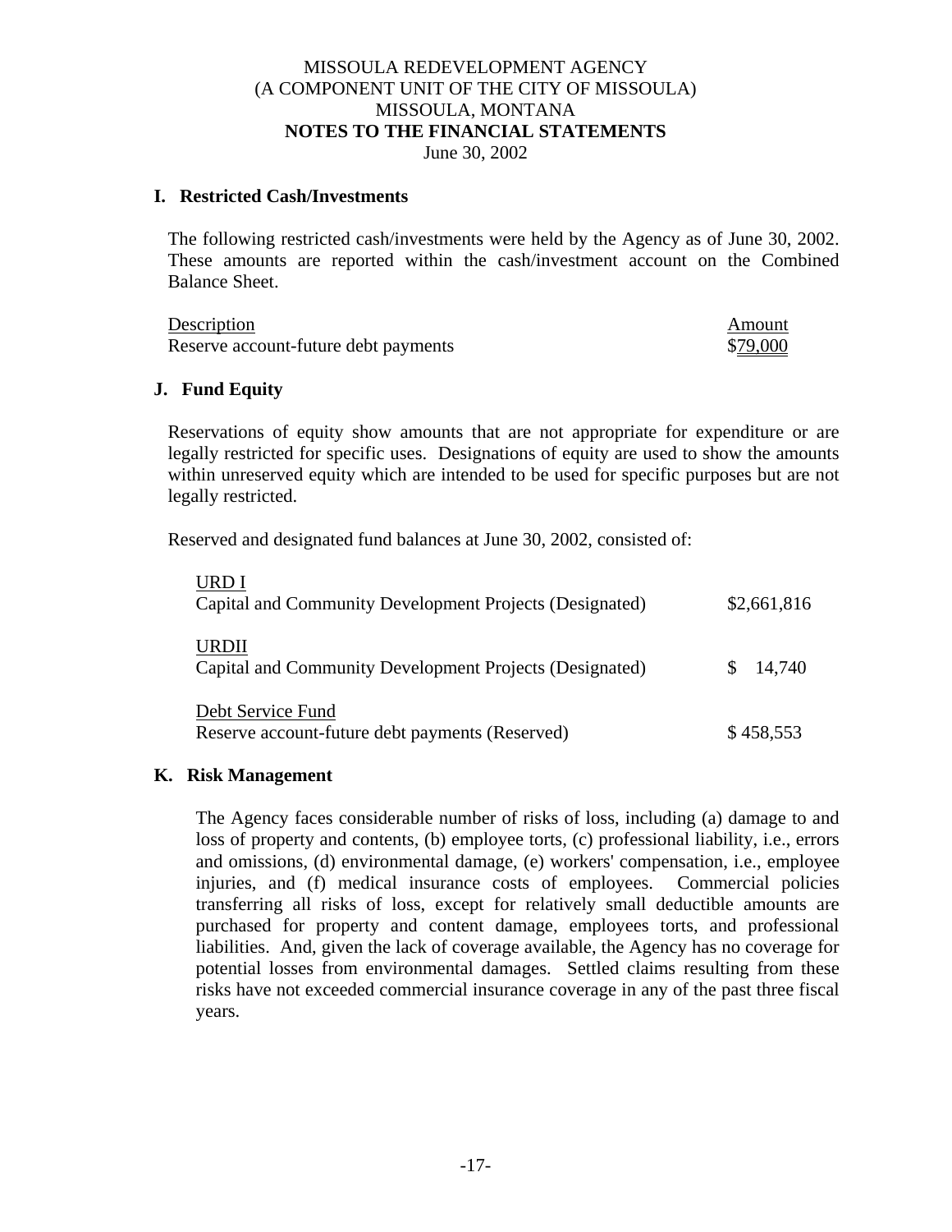MISSOULA REDEVELOPMENT AGENCY
(A COMPONENT UNIT OF THE CITY OF MISSOULA)
MISSOULA, MONTANA
**NOTES TO THE FINANCIAL STATEMENTS**
June 30, 2002

### I. Restricted Cash/Investments

The following restricted cash/investments were held by the Agency as of June 30, 2002. These amounts are reported within the cash/investment account on the Combined Balance Sheet.

| Description | Amount |
|---|---|
| Reserve account-future debt payments | $79,000 |

### J. Fund Equity

Reservations of equity show amounts that are not appropriate for expenditure or are legally restricted for specific uses. Designations of equity are used to show the amounts within unreserved equity which are intended to be used for specific purposes but are not legally restricted.

Reserved and designated fund balances at June 30, 2002, consisted of:

| | |
|---|---|
| URD I | |
| Capital and Community Development Projects (Designated) | $2,661,816 |
| URDII | |
| Capital and Community Development Projects (Designated) | $ 14,740 |
| Debt Service Fund | |
| Reserve account-future debt payments (Reserved) | $ 458,553 |

### K. Risk Management

The Agency faces considerable number of risks of loss, including (a) damage to and loss of property and contents, (b) employee torts, (c) professional liability, i.e., errors and omissions, (d) environmental damage, (e) workers' compensation, i.e., employee injuries, and (f) medical insurance costs of employees. Commercial policies transferring all risks of loss, except for relatively small deductible amounts are purchased for property and content damage, employees torts, and professional liabilities. And, given the lack of coverage available, the Agency has no coverage for potential losses from environmental damages. Settled claims resulting from these risks have not exceeded commercial insurance coverage in any of the past three fiscal years.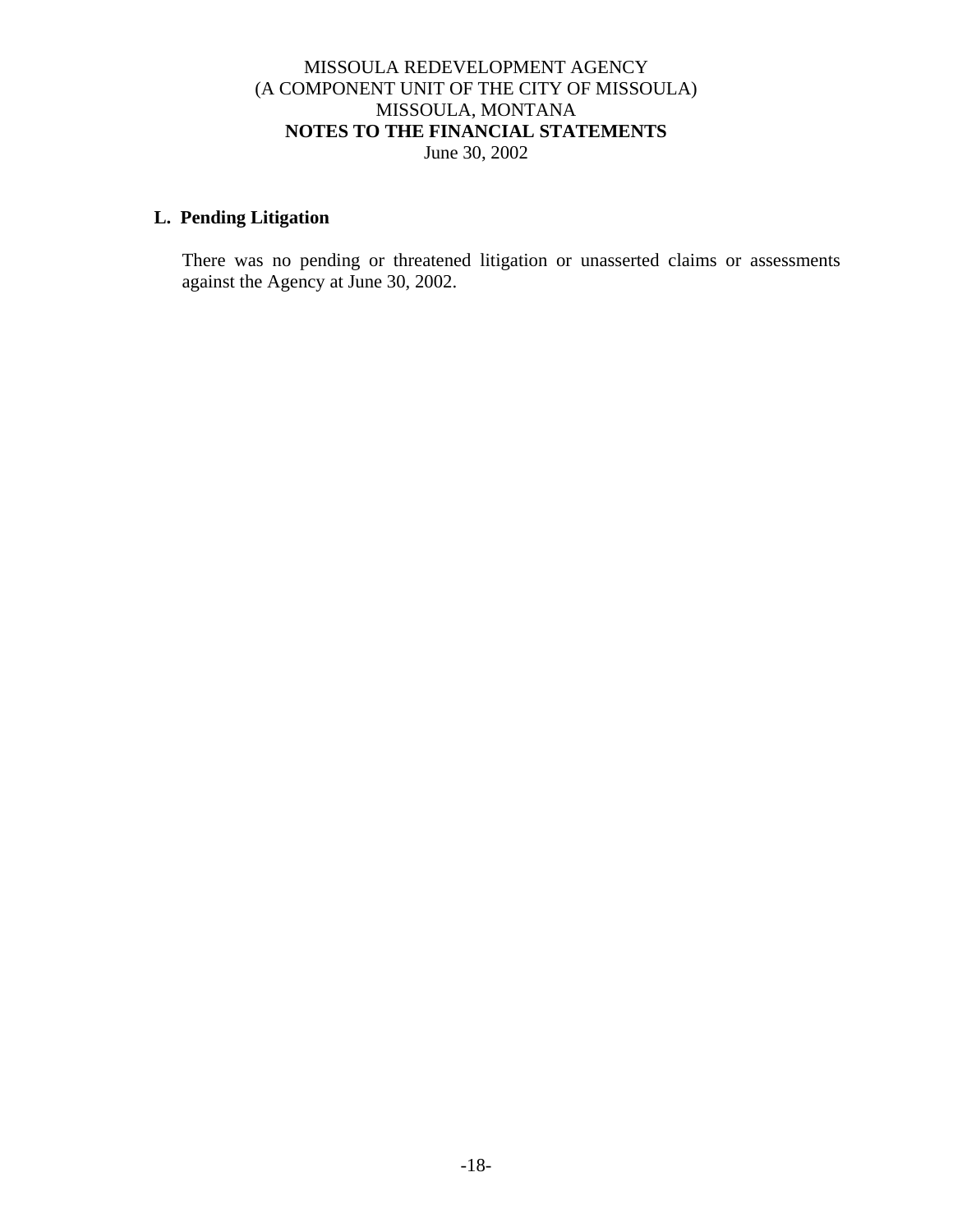## L. Pending Litigation

There was no pending or threatened litigation or unasserted claims or assessments against the Agency at June 30, 2002.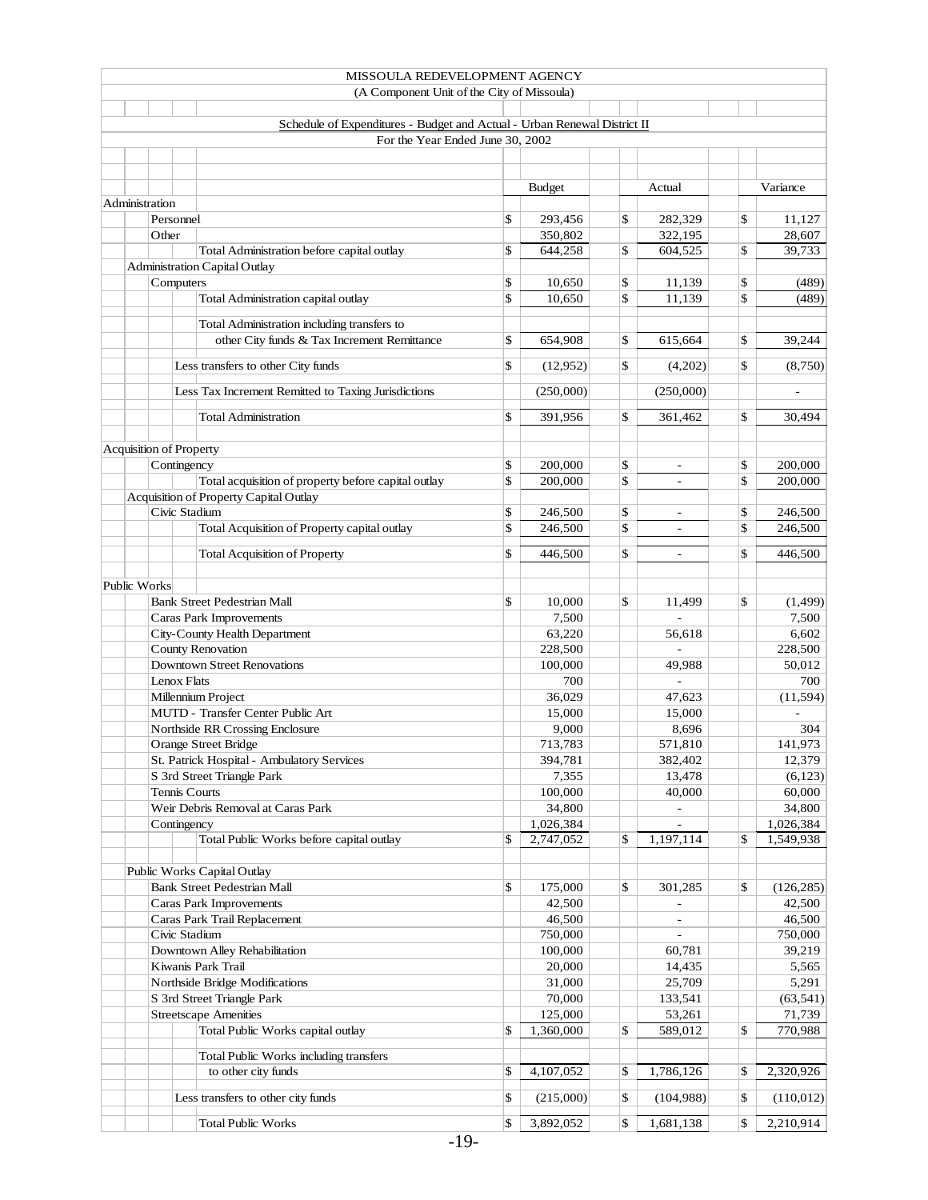# MISSOULA REDEVELOPMENT AGENCY

(A Component Unit of the City of Missoula)

## Schedule of Expenditures - Budget and Actual - Urban Renewal District II

For the Year Ended June 30, 2002

| | Budget | Actual | Variance |
|---|---|---|---|
| **Administration** | | | |
| Personnel | $ 293,456 | $ 282,329 | $ 11,127 |
| Other | 350,802 | 322,195 | 28,607 |
| Total Administration before capital outlay | $ 644,258 | $ 604,525 | $ 39,733 |
| Administration Capital Outlay | | | |
| Computers | $ 10,650 | $ 11,139 | $ (489) |
| Total Administration capital outlay | $ 10,650 | $ 11,139 | $ (489) |
| Total Administration including transfers to other City funds & Tax Increment Remittance | $ 654,908 | $ 615,664 | $ 39,244 |
| Less transfers to other City funds | $ (12,952) | $ (4,202) | $ (8,750) |
| Less Tax Increment Remitted to Taxing Jurisdictions | (250,000) | (250,000) | - |
| Total Administration | $ 391,956 | $ 361,462 | $ 30,494 |
| **Acquisition of Property** | | | |
| Contingency | $ 200,000 | $ - | $ 200,000 |
| Total acquisition of property before capital outlay | $ 200,000 | $ - | $ 200,000 |
| Acquisition of Property Capital Outlay | | | |
| Civic Stadium | $ 246,500 | $ - | $ 246,500 |
| Total Acquisition of Property capital outlay | $ 246,500 | $ - | $ 246,500 |
| Total Acquisition of Property | $ 446,500 | $ - | $ 446,500 |
| **Public Works** | | | |
| Bank Street Pedestrian Mall | $ 10,000 | $ 11,499 | $ (1,499) |
| Caras Park Improvements | 7,500 | - | 7,500 |
| City-County Health Department | 63,220 | 56,618 | 6,602 |
| County Renovation | 228,500 | - | 228,500 |
| Downtown Street Renovations | 100,000 | 49,988 | 50,012 |
| Lenox Flats | 700 | - | 700 |
| Millennium Project | 36,029 | 47,623 | (11,594) |
| MUTD - Transfer Center Public Art | 15,000 | 15,000 | - |
| Northside RR Crossing Enclosure | 9,000 | 8,696 | 304 |
| Orange Street Bridge | 713,783 | 571,810 | 141,973 |
| St. Patrick Hospital - Ambulatory Services | 394,781 | 382,402 | 12,379 |
| S 3rd Street Triangle Park | 7,355 | 13,478 | (6,123) |
| Tennis Courts | 100,000 | 40,000 | 60,000 |
| Weir Debris Removal at Caras Park | 34,800 | - | 34,800 |
| Contingency | 1,026,384 | - | 1,026,384 |
| Total Public Works before capital outlay | $ 2,747,052 | $ 1,197,114 | $ 1,549,938 |
| Public Works Capital Outlay | | | |
| Bank Street Pedestrian Mall | $ 175,000 | $ 301,285 | $ (126,285) |
| Caras Park Improvements | 42,500 | - | 42,500 |
| Caras Park Trail Replacement | 46,500 | - | 46,500 |
| Civic Stadium | 750,000 | - | 750,000 |
| Downtown Alley Rehabilitation | 100,000 | 60,781 | 39,219 |
| Kiwanis Park Trail | 20,000 | 14,435 | 5,565 |
| Northside Bridge Modifications | 31,000 | 25,709 | 5,291 |
| S 3rd Street Triangle Park | 70,000 | 133,541 | (63,541) |
| Streetscape Amenities | 125,000 | 53,261 | 71,739 |
| Total Public Works capital outlay | $ 1,360,000 | $ 589,012 | $ 770,988 |
| Total Public Works including transfers to other city funds | $ 4,107,052 | $ 1,786,126 | $ 2,320,926 |
| Less transfers to other city funds | $ (215,000) | $ (104,988) | $ (110,012) |
| Total Public Works | $ 3,892,052 | $ 1,681,138 | $ 2,210,914 |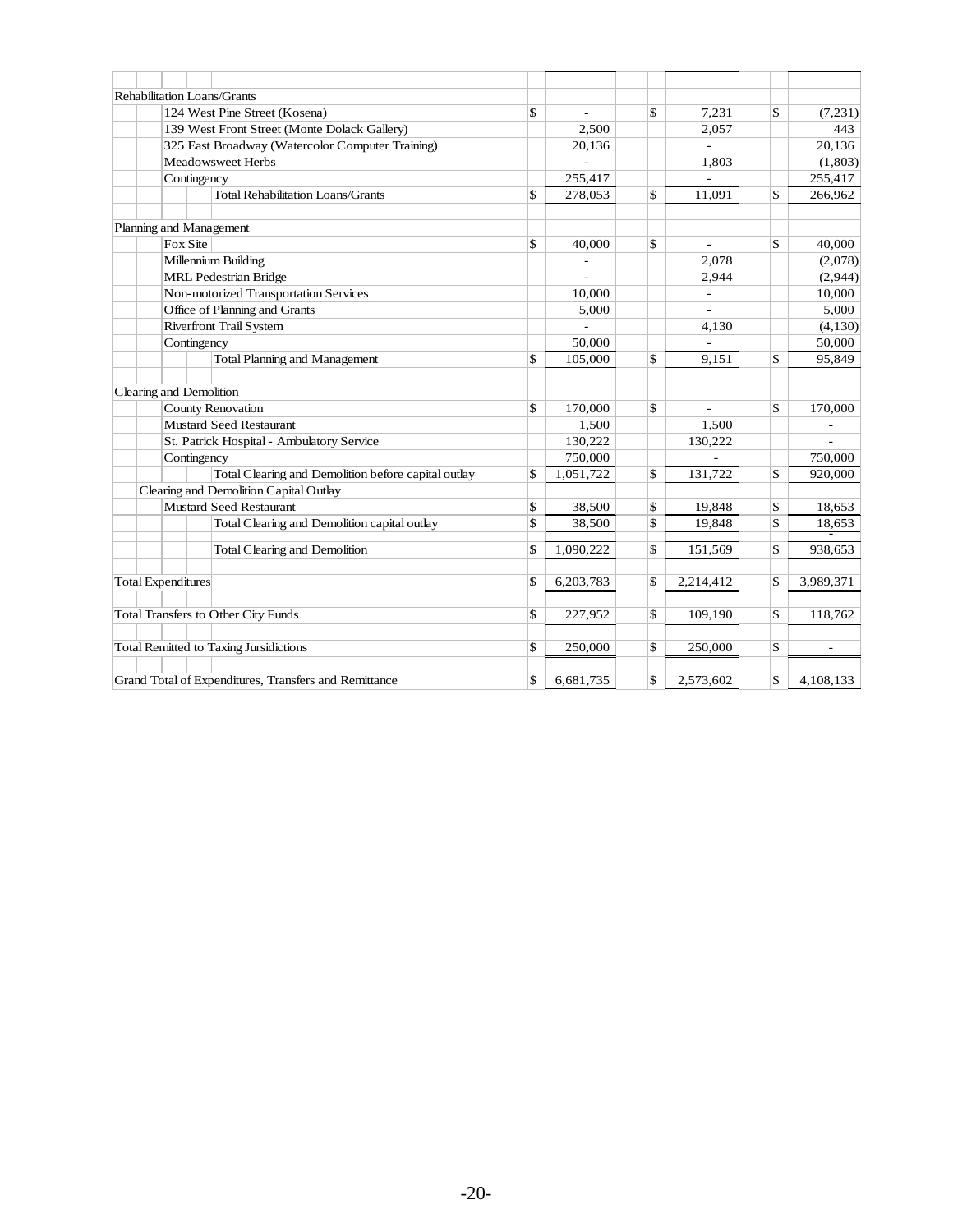| | | | |
|---|---|---|---|
| **Rehabilitation Loans/Grants** | | | |
| 124 West Pine Street (Kosena) | $ - | $ 7,231 | $ (7,231) |
| 139 West Front Street (Monte Dolack Gallery) | 2,500 | 2,057 | 443 |
| 325 East Broadway (Watercolor Computer Training) | 20,136 | - | 20,136 |
| Meadowsweet Herbs | - | 1,803 | (1,803) |
| Contingency | 255,417 | - | 255,417 |
| Total Rehabilitation Loans/Grants | $ 278,053 | $ 11,091 | $ 266,962 |
| | | | |
| **Planning and Management** | | | |
| Fox Site | $ 40,000 | $ - | $ 40,000 |
| Millennium Building | - | 2,078 | (2,078) |
| MRL Pedestrian Bridge | - | 2,944 | (2,944) |
| Non-motorized Transportation Services | 10,000 | - | 10,000 |
| Office of Planning and Grants | 5,000 | - | 5,000 |
| Riverfront Trail System | - | 4,130 | (4,130) |
| Contingency | 50,000 | - | 50,000 |
| Total Planning and Management | $ 105,000 | $ 9,151 | $ 95,849 |
| | | | |
| **Clearing and Demolition** | | | |
| County Renovation | $ 170,000 | $ - | $ 170,000 |
| Mustard Seed Restaurant | 1,500 | 1,500 | - |
| St. Patrick Hospital - Ambulatory Service | 130,222 | 130,222 | - |
| Contingency | 750,000 | - | 750,000 |
| Total Clearing and Demolition before capital outlay | $ 1,051,722 | $ 131,722 | $ 920,000 |
| Clearing and Demolition Capital Outlay | | | |
| Mustard Seed Restaurant | $ 38,500 | $ 19,848 | $ 18,653 |
| Total Clearing and Demolition capital outlay | $ 38,500 | $ 19,848 | $ 18,653 |
| | | | |
| Total Clearing and Demolition | $ 1,090,222 | $ 151,569 | $ 938,653 |
| | | | |
| **Total Expenditures** | $ 6,203,783 | $ 2,214,412 | $ 3,989,371 |
| | | | |
| **Total Transfers to Other City Funds** | $ 227,952 | $ 109,190 | $ 118,762 |
| | | | |
| **Total Remitted to Taxing Jursidictions** | $ 250,000 | $ 250,000 | $ - |
| | | | |
| **Grand Total of Expenditures, Transfers and Remittance** | $ 6,681,735 | $ 2,573,602 | $ 4,108,133 |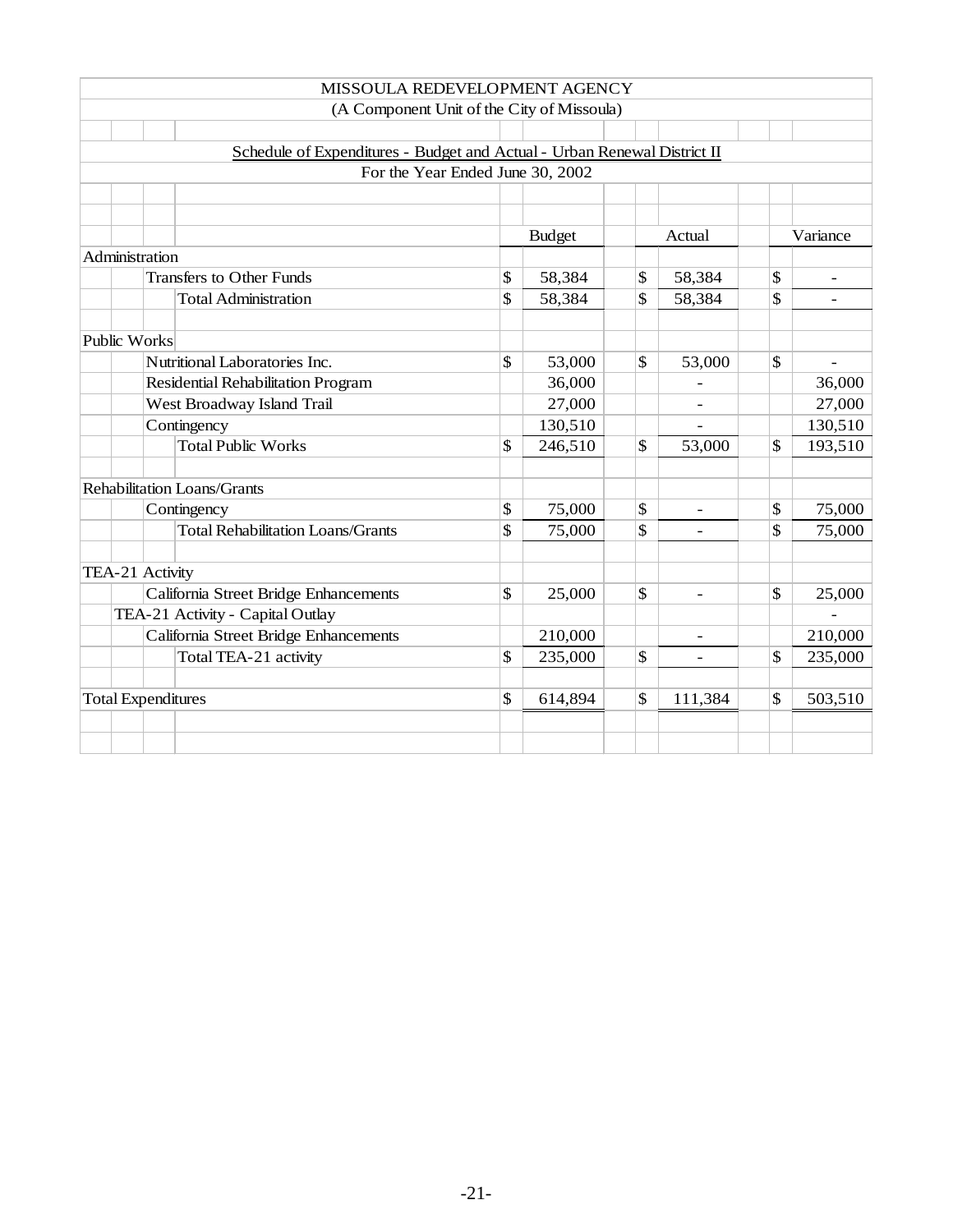# MISSOULA REDEVELOPMENT AGENCY

## (A Component Unit of the City of Missoula)

### Schedule of Expenditures - Budget and Actual - Urban Renewal District II

For the Year Ended June 30, 2002

| | Budget | Actual | Variance |
|---|---|---|---|
| **Administration** | | | |
| Transfers to Other Funds | $ 58,384 | $ 58,384 | $ - |
| Total Administration | $ 58,384 | $ 58,384 | $ - |
| **Public Works** | | | |
| Nutritional Laboratories Inc. | $ 53,000 | $ 53,000 | $ - |
| Residential Rehabilitation Program | 36,000 | - | 36,000 |
| West Broadway Island Trail | 27,000 | - | 27,000 |
| Contingency | 130,510 | - | 130,510 |
| Total Public Works | $ 246,510 | $ 53,000 | $ 193,510 |
| **Rehabilitation Loans/Grants** | | | |
| Contingency | $ 75,000 | $ - | $ 75,000 |
| Total Rehabilitation Loans/Grants | $ 75,000 | $ - | $ 75,000 |
| **TEA-21 Activity** | | | |
| California Street Bridge Enhancements | $ 25,000 | $ - | $ 25,000 |
| TEA-21 Activity - Capital Outlay | | | - |
| California Street Bridge Enhancements | 210,000 | - | 210,000 |
| Total TEA-21 activity | $ 235,000 | $ - | $ 235,000 |
| **Total Expenditures** | $ 614,894 | $ 111,384 | $ 503,510 |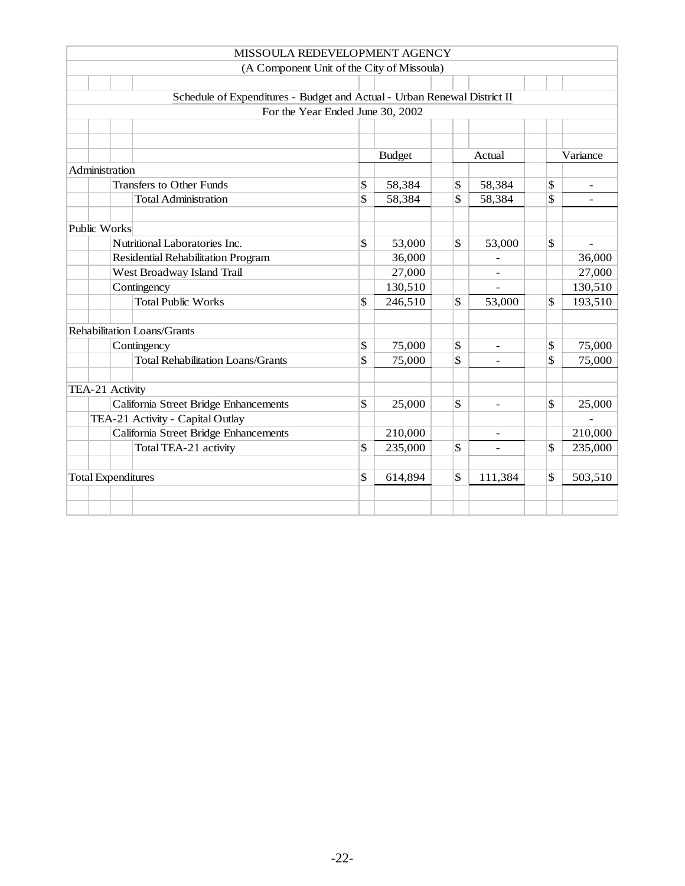MISSOULA REDEVELOPMENT AGENCY

(A Component Unit of the City of Missoula)

Schedule of Expenditures - Budget and Actual - Urban Renewal District II

For the Year Ended June 30, 2002

| | Budget | Actual | Variance |
|---|---|---|---|
| **Administration** | | | |
| Transfers to Other Funds | $ 58,384 | $ 58,384 | $ - |
| Total Administration | $ 58,384 | $ 58,384 | $ - |
| **Public Works** | | | |
| Nutritional Laboratories Inc. | $ 53,000 | $ 53,000 | $ - |
| Residential Rehabilitation Program | 36,000 | - | 36,000 |
| West Broadway Island Trail | 27,000 | - | 27,000 |
| Contingency | 130,510 | - | 130,510 |
| Total Public Works | $ 246,510 | $ 53,000 | $ 193,510 |
| **Rehabilitation Loans/Grants** | | | |
| Contingency | $ 75,000 | $ - | $ 75,000 |
| Total Rehabilitation Loans/Grants | $ 75,000 | $ - | $ 75,000 |
| **TEA-21 Activity** | | | |
| California Street Bridge Enhancements | $ 25,000 | $ - | $ 25,000 |
| TEA-21 Activity - Capital Outlay | | | - |
| California Street Bridge Enhancements | 210,000 | - | 210,000 |
| Total TEA-21 activity | $ 235,000 | $ - | $ 235,000 |
| **Total Expenditures** | $ 614,894 | $ 111,384 | $ 503,510 |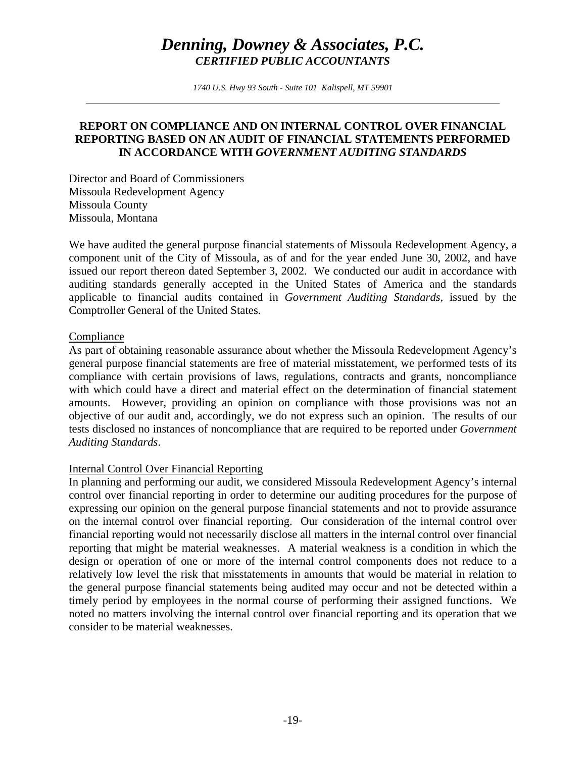# *Denning, Downey & Associates, P.C.*
## *CERTIFIED PUBLIC ACCOUNTANTS*

*1740 U.S. Hwy 93 South - Suite 101 Kalispell, MT 59901*

---

**REPORT ON COMPLIANCE AND ON INTERNAL CONTROL OVER FINANCIAL REPORTING BASED ON AN AUDIT OF FINANCIAL STATEMENTS PERFORMED IN ACCORDANCE WITH *GOVERNMENT AUDITING STANDARDS***

Director and Board of Commissioners
Missoula Redevelopment Agency
Missoula County
Missoula, Montana

We have audited the general purpose financial statements of Missoula Redevelopment Agency, a component unit of the City of Missoula, as of and for the year ended June 30, 2002, and have issued our report thereon dated September 3, 2002. We conducted our audit in accordance with auditing standards generally accepted in the United States of America and the standards applicable to financial audits contained in *Government Auditing Standards*, issued by the Comptroller General of the United States.

Compliance

As part of obtaining reasonable assurance about whether the Missoula Redevelopment Agency's general purpose financial statements are free of material misstatement, we performed tests of its compliance with certain provisions of laws, regulations, contracts and grants, noncompliance with which could have a direct and material effect on the determination of financial statement amounts. However, providing an opinion on compliance with those provisions was not an objective of our audit and, accordingly, we do not express such an opinion. The results of our tests disclosed no instances of noncompliance that are required to be reported under *Government Auditing Standards*.

Internal Control Over Financial Reporting

In planning and performing our audit, we considered Missoula Redevelopment Agency's internal control over financial reporting in order to determine our auditing procedures for the purpose of expressing our opinion on the general purpose financial statements and not to provide assurance on the internal control over financial reporting. Our consideration of the internal control over financial reporting would not necessarily disclose all matters in the internal control over financial reporting that might be material weaknesses. A material weakness is a condition in which the design or operation of one or more of the internal control components does not reduce to a relatively low level the risk that misstatements in amounts that would be material in relation to the general purpose financial statements being audited may occur and not be detected within a timely period by employees in the normal course of performing their assigned functions. We noted no matters involving the internal control over financial reporting and its operation that we consider to be material weaknesses.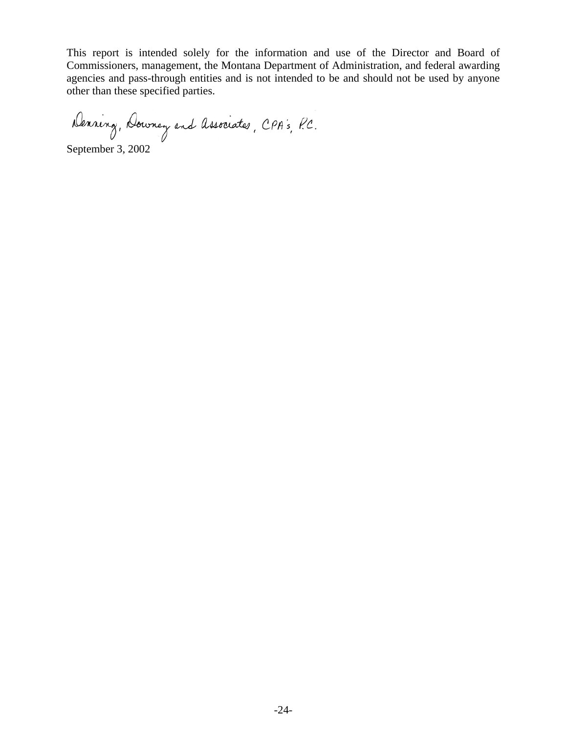This report is intended solely for the information and use of the Director and Board of Commissioners, management, the Montana Department of Administration, and federal awarding agencies and pass-through entities and is not intended to be and should not be used by anyone other than these specified parties.

Denning, Downey and Associates, CPA's, P.C.

September 3, 2002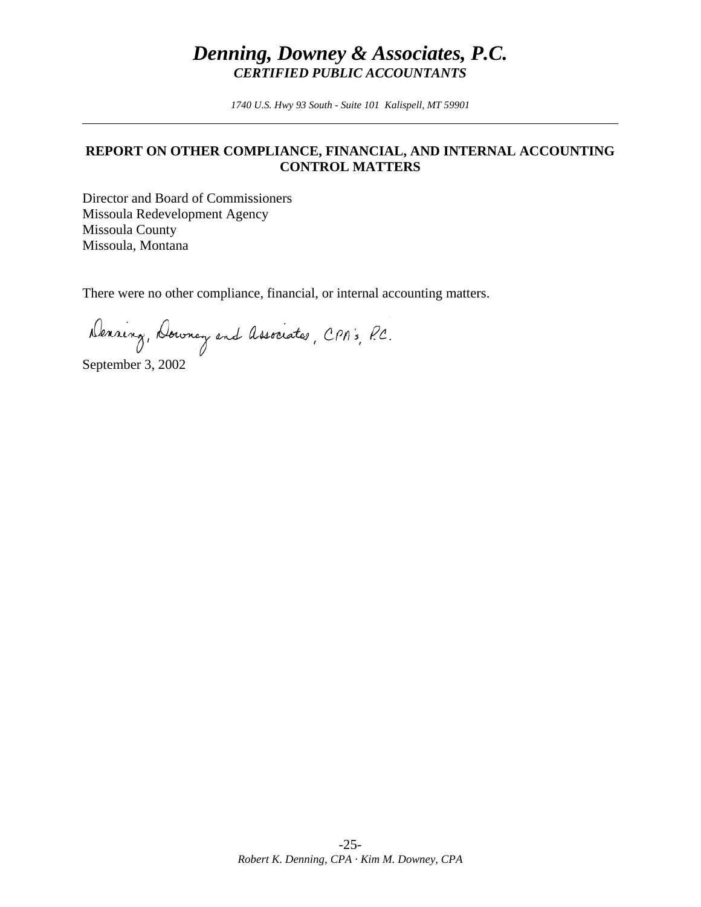# *Denning, Downey & Associates, P.C.*
***CERTIFIED PUBLIC ACCOUNTANTS***

*1740 U.S. Hwy 93 South - Suite 101 Kalispell, MT 59901*

---

## REPORT ON OTHER COMPLIANCE, FINANCIAL, AND INTERNAL ACCOUNTING CONTROL MATTERS

Director and Board of Commissioners
Missoula Redevelopment Agency
Missoula County
Missoula, Montana

There were no other compliance, financial, or internal accounting matters.

Denning, Downey and Associates, CPA's, P.C.

September 3, 2002

*Robert K. Denning, CPA · Kim M. Downey, CPA*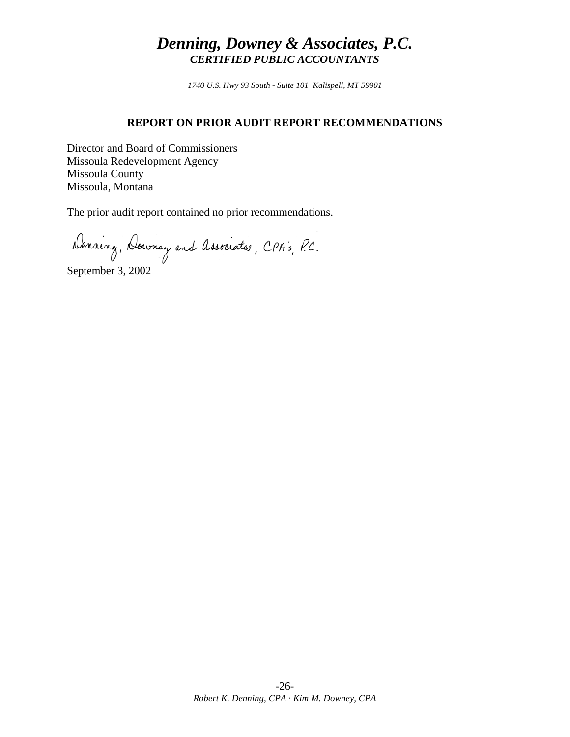# *Denning, Downey & Associates, P.C.*

***CERTIFIED PUBLIC ACCOUNTANTS***

*1740 U.S. Hwy 93 South - Suite 101 Kalispell, MT 59901*

---

## REPORT ON PRIOR AUDIT REPORT RECOMMENDATIONS

Director and Board of Commissioners
Missoula Redevelopment Agency
Missoula County
Missoula, Montana

The prior audit report contained no prior recommendations.

Denning, Downey and Associates, CPA's, P.C.

September 3, 2002

*Robert K. Denning, CPA · Kim M. Downey, CPA*